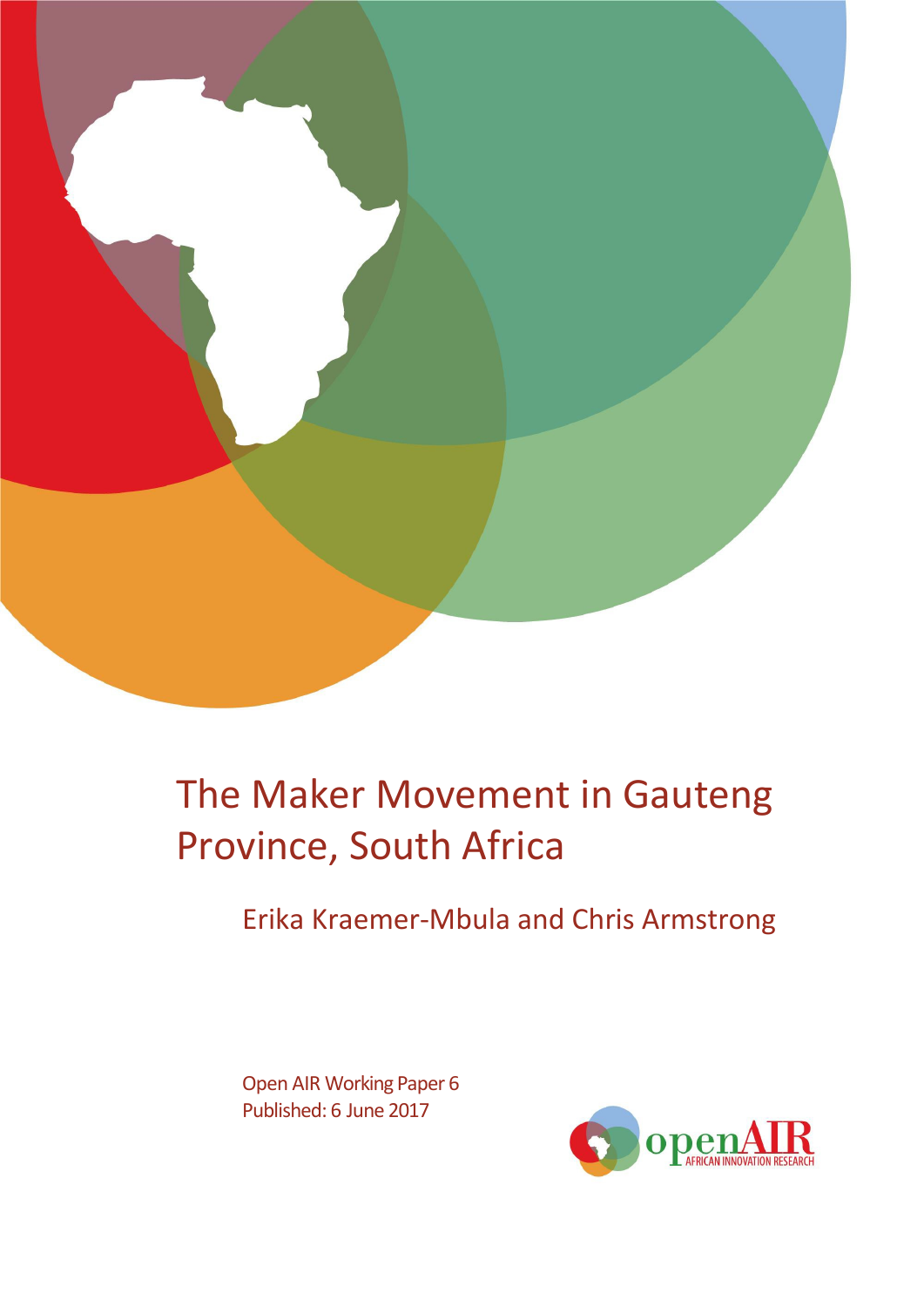# The Maker Movement in Gauteng Province, South Africa

Erika Kraemer-Mbula and Chris Armstrong

Open AIR Working Paper 6
Published: 6 June 2017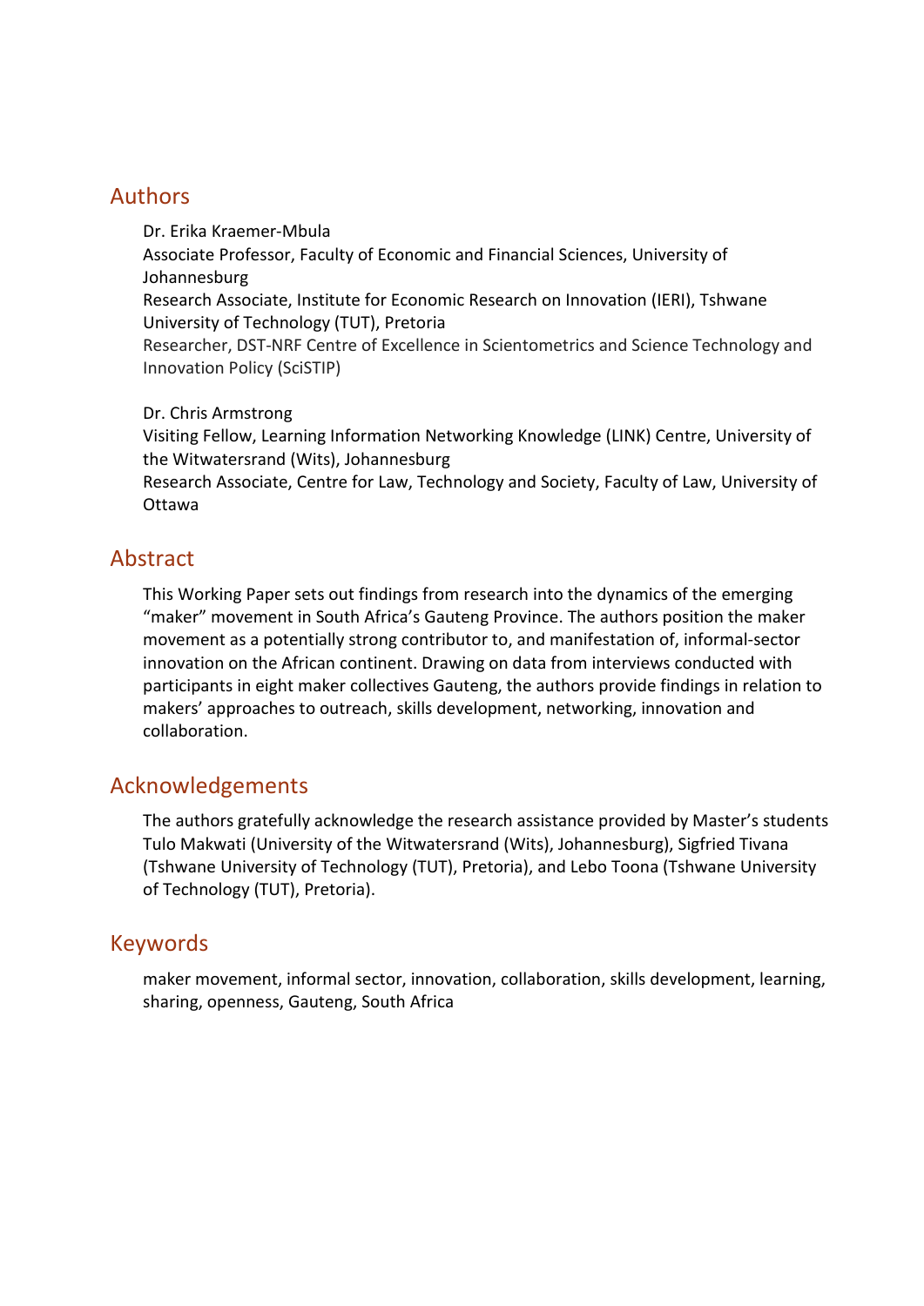## Authors

Dr. Erika Kraemer-Mbula
Associate Professor, Faculty of Economic and Financial Sciences, University of Johannesburg
Research Associate, Institute for Economic Research on Innovation (IERI), Tshwane University of Technology (TUT), Pretoria
Researcher, DST-NRF Centre of Excellence in Scientometrics and Science Technology and Innovation Policy (SciSTIP)

Dr. Chris Armstrong
Visiting Fellow, Learning Information Networking Knowledge (LINK) Centre, University of the Witwatersrand (Wits), Johannesburg
Research Associate, Centre for Law, Technology and Society, Faculty of Law, University of Ottawa

## Abstract

This Working Paper sets out findings from research into the dynamics of the emerging "maker" movement in South Africa's Gauteng Province. The authors position the maker movement as a potentially strong contributor to, and manifestation of, informal-sector innovation on the African continent. Drawing on data from interviews conducted with participants in eight maker collectives Gauteng, the authors provide findings in relation to makers' approaches to outreach, skills development, networking, innovation and collaboration.

## Acknowledgements

The authors gratefully acknowledge the research assistance provided by Master's students Tulo Makwati (University of the Witwatersrand (Wits), Johannesburg), Sigfried Tivana (Tshwane University of Technology (TUT), Pretoria), and Lebo Toona (Tshwane University of Technology (TUT), Pretoria).

## Keywords

maker movement, informal sector, innovation, collaboration, skills development, learning, sharing, openness, Gauteng, South Africa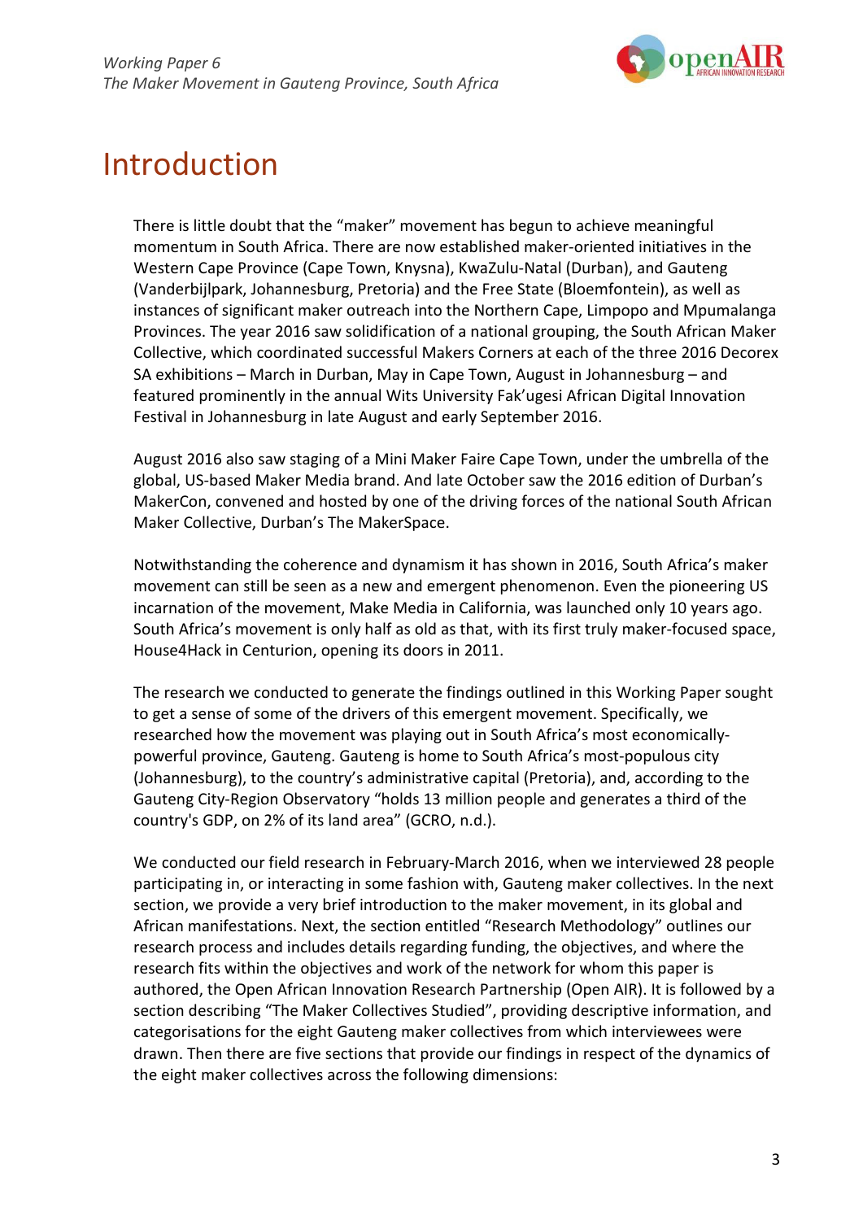# Introduction

There is little doubt that the "maker" movement has begun to achieve meaningful momentum in South Africa. There are now established maker-oriented initiatives in the Western Cape Province (Cape Town, Knysna), KwaZulu-Natal (Durban), and Gauteng (Vanderbijlpark, Johannesburg, Pretoria) and the Free State (Bloemfontein), as well as instances of significant maker outreach into the Northern Cape, Limpopo and Mpumalanga Provinces. The year 2016 saw solidification of a national grouping, the South African Maker Collective, which coordinated successful Makers Corners at each of the three 2016 Decorex SA exhibitions – March in Durban, May in Cape Town, August in Johannesburg – and featured prominently in the annual Wits University Fak'ugesi African Digital Innovation Festival in Johannesburg in late August and early September 2016.

August 2016 also saw staging of a Mini Maker Faire Cape Town, under the umbrella of the global, US-based Maker Media brand. And late October saw the 2016 edition of Durban's MakerCon, convened and hosted by one of the driving forces of the national South African Maker Collective, Durban's The MakerSpace.

Notwithstanding the coherence and dynamism it has shown in 2016, South Africa's maker movement can still be seen as a new and emergent phenomenon. Even the pioneering US incarnation of the movement, Make Media in California, was launched only 10 years ago. South Africa's movement is only half as old as that, with its first truly maker-focused space, House4Hack in Centurion, opening its doors in 2011.

The research we conducted to generate the findings outlined in this Working Paper sought to get a sense of some of the drivers of this emergent movement. Specifically, we researched how the movement was playing out in South Africa's most economically-powerful province, Gauteng. Gauteng is home to South Africa's most-populous city (Johannesburg), to the country's administrative capital (Pretoria), and, according to the Gauteng City-Region Observatory "holds 13 million people and generates a third of the country's GDP, on 2% of its land area" (GCRO, n.d.).

We conducted our field research in February-March 2016, when we interviewed 28 people participating in, or interacting in some fashion with, Gauteng maker collectives. In the next section, we provide a very brief introduction to the maker movement, in its global and African manifestations. Next, the section entitled "Research Methodology" outlines our research process and includes details regarding funding, the objectives, and where the research fits within the objectives and work of the network for whom this paper is authored, the Open African Innovation Research Partnership (Open AIR). It is followed by a section describing "The Maker Collectives Studied", providing descriptive information, and categorisations for the eight Gauteng maker collectives from which interviewees were drawn. Then there are five sections that provide our findings in respect of the dynamics of the eight maker collectives across the following dimensions: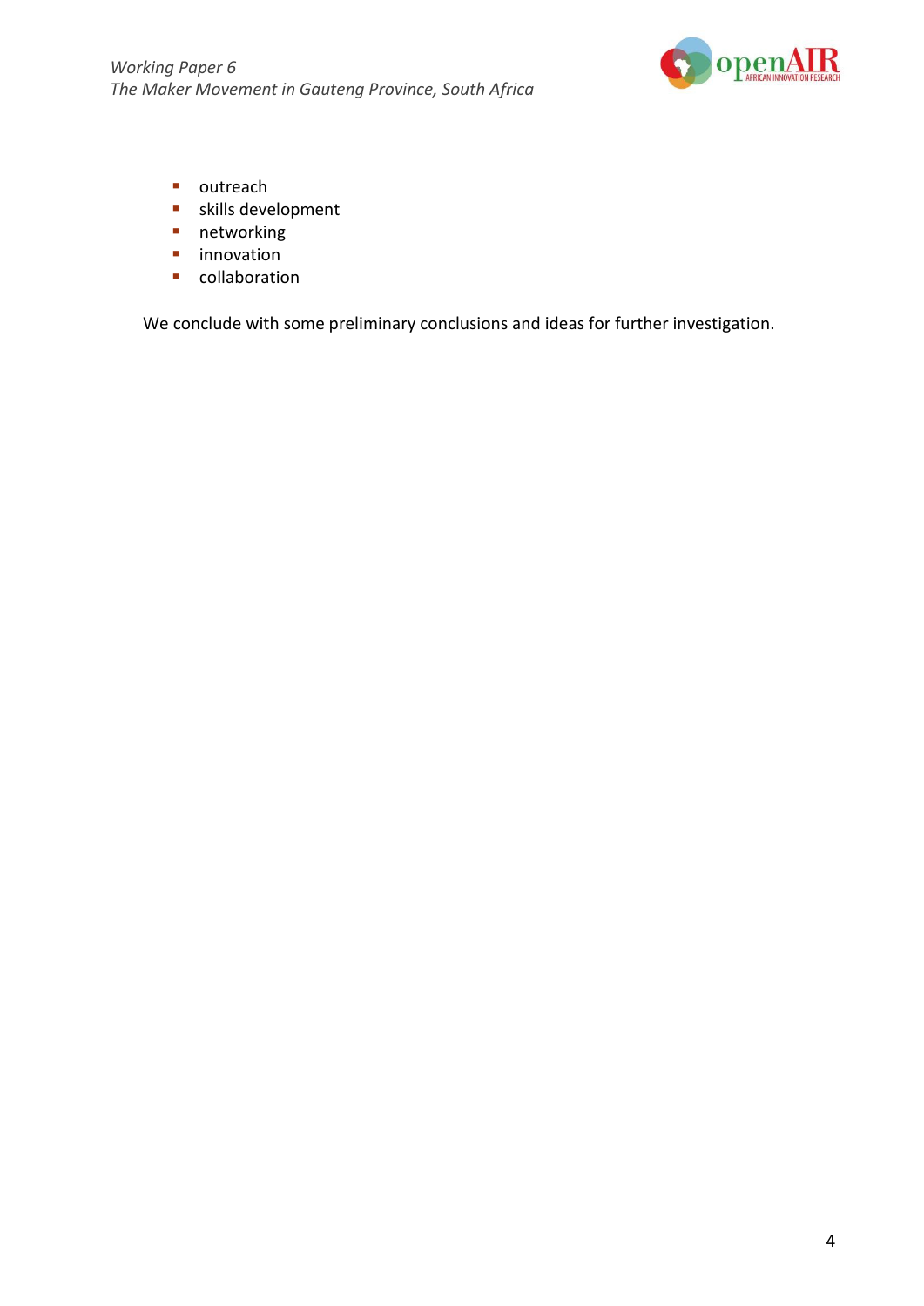- outreach
- skills development
- networking
- innovation
- collaboration

We conclude with some preliminary conclusions and ideas for further investigation.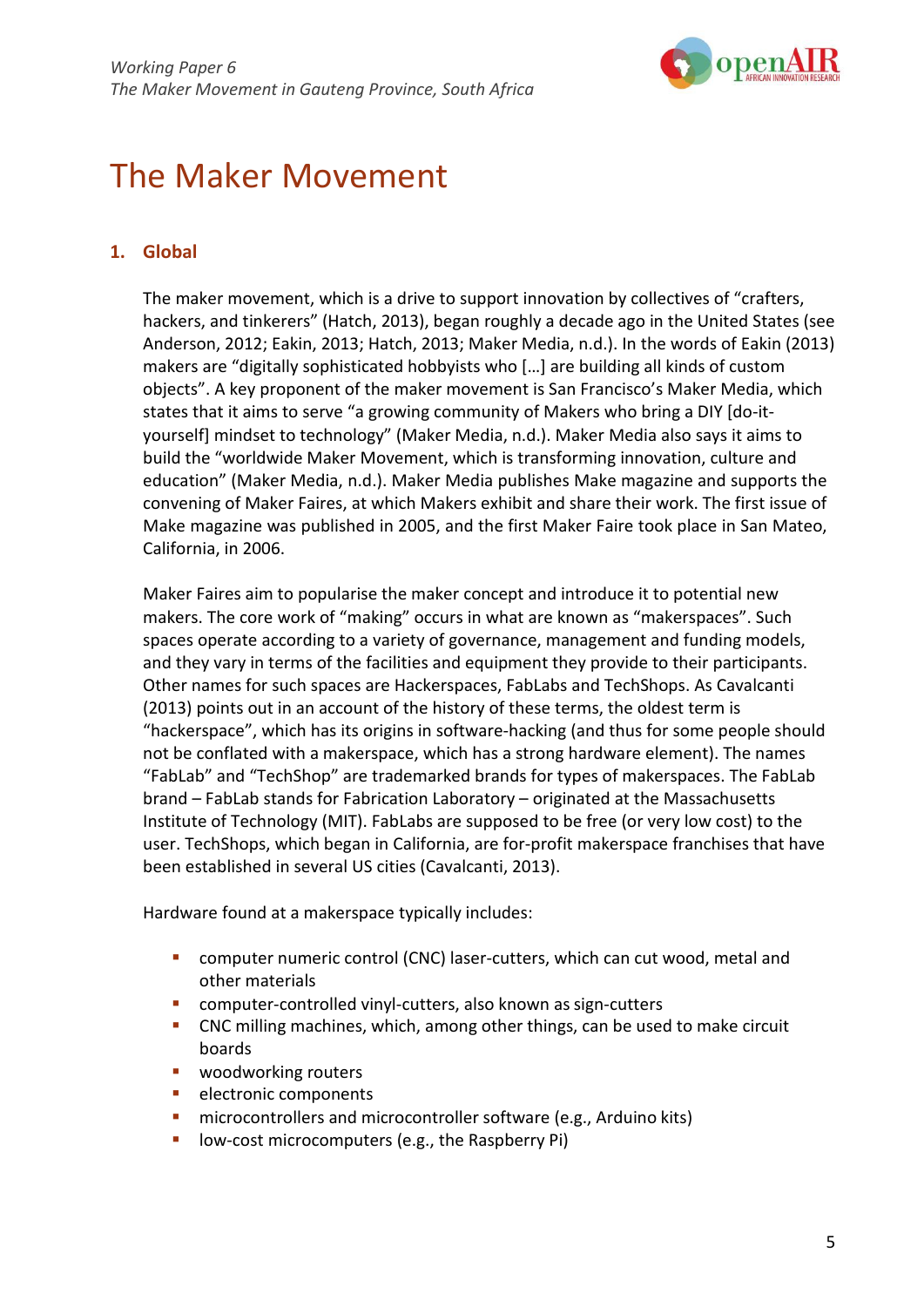# The Maker Movement

## 1. Global

The maker movement, which is a drive to support innovation by collectives of "crafters, hackers, and tinkerers" (Hatch, 2013), began roughly a decade ago in the United States (see Anderson, 2012; Eakin, 2013; Hatch, 2013; Maker Media, n.d.). In the words of Eakin (2013) makers are "digitally sophisticated hobbyists who […] are building all kinds of custom objects". A key proponent of the maker movement is San Francisco's Maker Media, which states that it aims to serve "a growing community of Makers who bring a DIY [do-it-yourself] mindset to technology" (Maker Media, n.d.). Maker Media also says it aims to build the "worldwide Maker Movement, which is transforming innovation, culture and education" (Maker Media, n.d.). Maker Media publishes Make magazine and supports the convening of Maker Faires, at which Makers exhibit and share their work. The first issue of Make magazine was published in 2005, and the first Maker Faire took place in San Mateo, California, in 2006.

Maker Faires aim to popularise the maker concept and introduce it to potential new makers. The core work of "making" occurs in what are known as "makerspaces". Such spaces operate according to a variety of governance, management and funding models, and they vary in terms of the facilities and equipment they provide to their participants. Other names for such spaces are Hackerspaces, FabLabs and TechShops. As Cavalcanti (2013) points out in an account of the history of these terms, the oldest term is "hackerspace", which has its origins in software-hacking (and thus for some people should not be conflated with a makerspace, which has a strong hardware element). The names "FabLab" and "TechShop" are trademarked brands for types of makerspaces. The FabLab brand – FabLab stands for Fabrication Laboratory – originated at the Massachusetts Institute of Technology (MIT). FabLabs are supposed to be free (or very low cost) to the user. TechShops, which began in California, are for-profit makerspace franchises that have been established in several US cities (Cavalcanti, 2013).

Hardware found at a makerspace typically includes:

- computer numeric control (CNC) laser-cutters, which can cut wood, metal and other materials
- computer-controlled vinyl-cutters, also known as sign-cutters
- CNC milling machines, which, among other things, can be used to make circuit boards
- woodworking routers
- electronic components
- microcontrollers and microcontroller software (e.g., Arduino kits)
- low-cost microcomputers (e.g., the Raspberry Pi)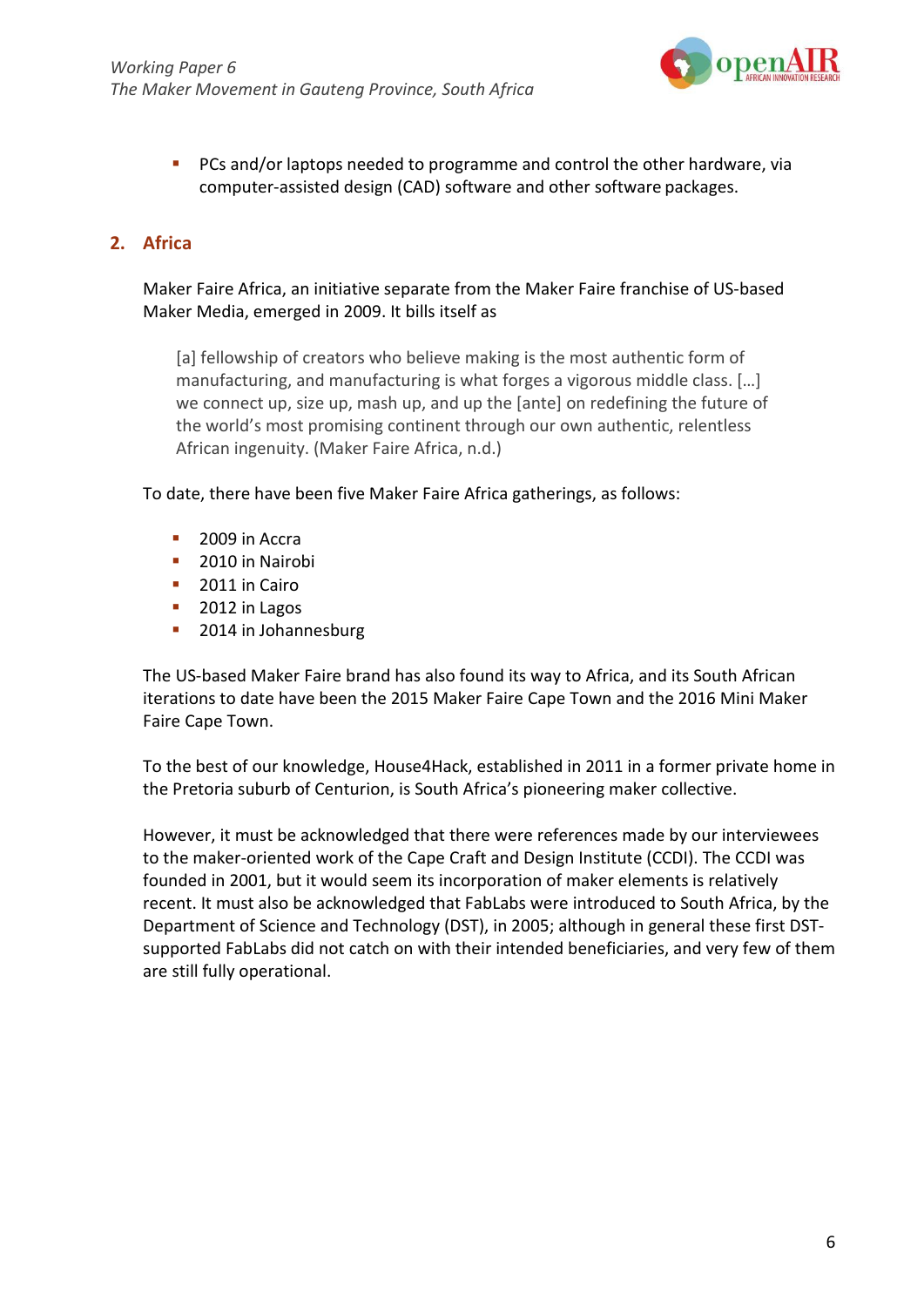- PCs and/or laptops needed to programme and control the other hardware, via computer-assisted design (CAD) software and other software packages.

## 2. Africa

Maker Faire Africa, an initiative separate from the Maker Faire franchise of US-based Maker Media, emerged in 2009. It bills itself as

> [a] fellowship of creators who believe making is the most authentic form of manufacturing, and manufacturing is what forges a vigorous middle class. […] we connect up, size up, mash up, and up the [ante] on redefining the future of the world's most promising continent through our own authentic, relentless African ingenuity. (Maker Faire Africa, n.d.)

To date, there have been five Maker Faire Africa gatherings, as follows:

- 2009 in Accra
- 2010 in Nairobi
- 2011 in Cairo
- 2012 in Lagos
- 2014 in Johannesburg

The US-based Maker Faire brand has also found its way to Africa, and its South African iterations to date have been the 2015 Maker Faire Cape Town and the 2016 Mini Maker Faire Cape Town.

To the best of our knowledge, House4Hack, established in 2011 in a former private home in the Pretoria suburb of Centurion, is South Africa's pioneering maker collective.

However, it must be acknowledged that there were references made by our interviewees to the maker-oriented work of the Cape Craft and Design Institute (CCDI). The CCDI was founded in 2001, but it would seem its incorporation of maker elements is relatively recent. It must also be acknowledged that FabLabs were introduced to South Africa, by the Department of Science and Technology (DST), in 2005; although in general these first DST-supported FabLabs did not catch on with their intended beneficiaries, and very few of them are still fully operational.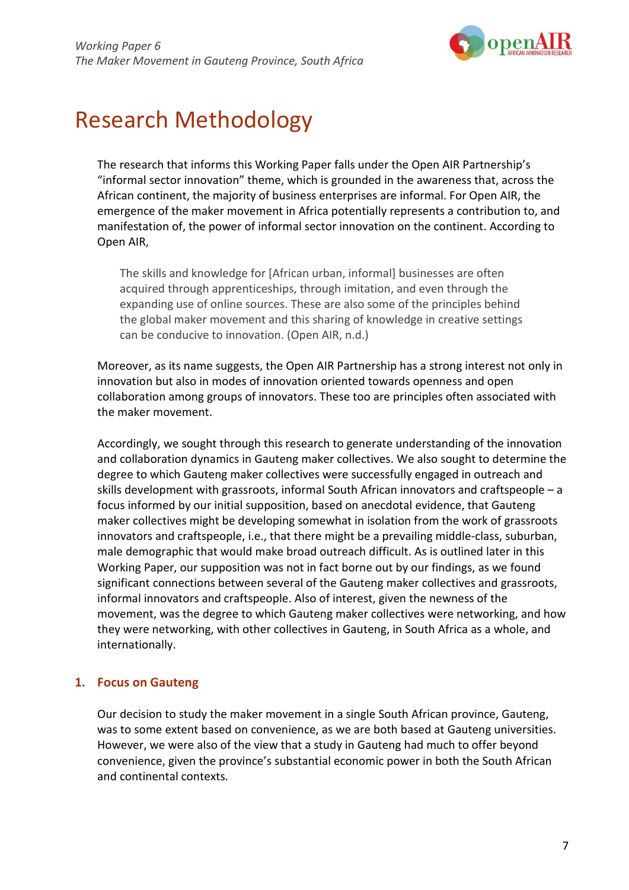# Research Methodology

The research that informs this Working Paper falls under the Open AIR Partnership's "informal sector innovation" theme, which is grounded in the awareness that, across the African continent, the majority of business enterprises are informal. For Open AIR, the emergence of the maker movement in Africa potentially represents a contribution to, and manifestation of, the power of informal sector innovation on the continent. According to Open AIR,

> The skills and knowledge for [African urban, informal] businesses are often acquired through apprenticeships, through imitation, and even through the expanding use of online sources. These are also some of the principles behind the global maker movement and this sharing of knowledge in creative settings can be conducive to innovation. (Open AIR, n.d.)

Moreover, as its name suggests, the Open AIR Partnership has a strong interest not only in innovation but also in modes of innovation oriented towards openness and open collaboration among groups of innovators. These too are principles often associated with the maker movement.

Accordingly, we sought through this research to generate understanding of the innovation and collaboration dynamics in Gauteng maker collectives. We also sought to determine the degree to which Gauteng maker collectives were successfully engaged in outreach and skills development with grassroots, informal South African innovators and craftspeople – a focus informed by our initial supposition, based on anecdotal evidence, that Gauteng maker collectives might be developing somewhat in isolation from the work of grassroots innovators and craftspeople, i.e., that there might be a prevailing middle-class, suburban, male demographic that would make broad outreach difficult. As is outlined later in this Working Paper, our supposition was not in fact borne out by our findings, as we found significant connections between several of the Gauteng maker collectives and grassroots, informal innovators and craftspeople. Also of interest, given the newness of the movement, was the degree to which Gauteng maker collectives were networking, and how they were networking, with other collectives in Gauteng, in South Africa as a whole, and internationally.

## 1. Focus on Gauteng

Our decision to study the maker movement in a single South African province, Gauteng, was to some extent based on convenience, as we are both based at Gauteng universities. However, we were also of the view that a study in Gauteng had much to offer beyond convenience, given the province's substantial economic power in both the South African and continental contexts.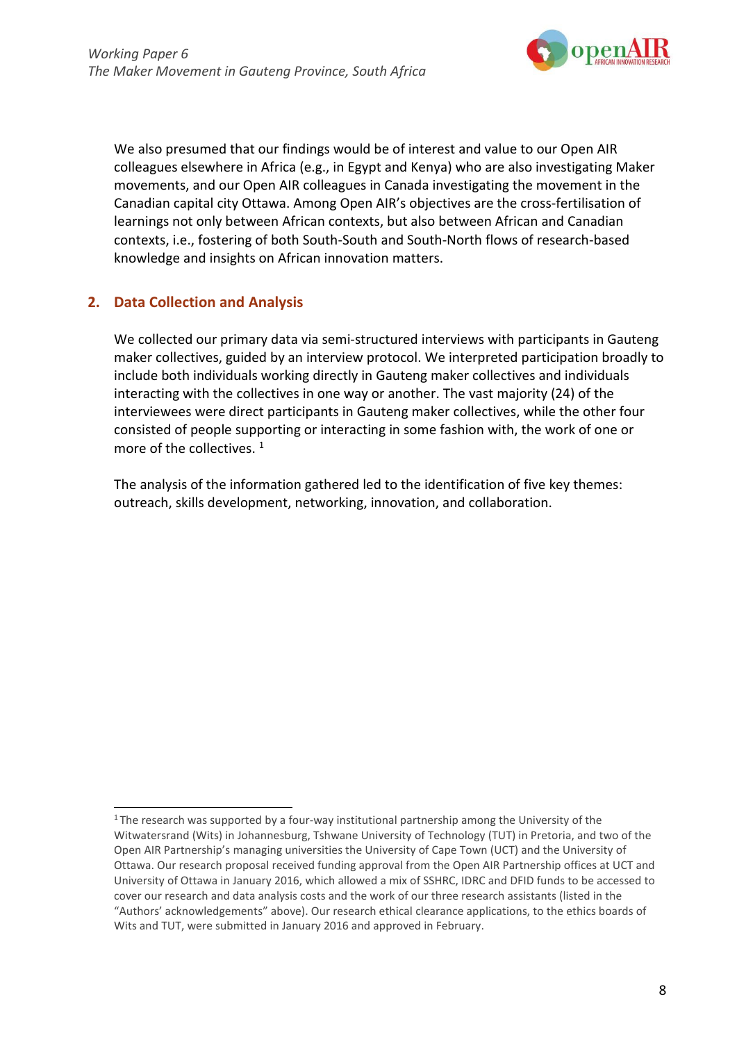We also presumed that our findings would be of interest and value to our Open AIR colleagues elsewhere in Africa (e.g., in Egypt and Kenya) who are also investigating Maker movements, and our Open AIR colleagues in Canada investigating the movement in the Canadian capital city Ottawa. Among Open AIR's objectives are the cross-fertilisation of learnings not only between African contexts, but also between African and Canadian contexts, i.e., fostering of both South-South and South-North flows of research-based knowledge and insights on African innovation matters.

## 2. Data Collection and Analysis

We collected our primary data via semi-structured interviews with participants in Gauteng maker collectives, guided by an interview protocol. We interpreted participation broadly to include both individuals working directly in Gauteng maker collectives and individuals interacting with the collectives in one way or another. The vast majority (24) of the interviewees were direct participants in Gauteng maker collectives, while the other four consisted of people supporting or interacting in some fashion with, the work of one or more of the collectives. [1]

The analysis of the information gathered led to the identification of five key themes: outreach, skills development, networking, innovation, and collaboration.

---

[1] The research was supported by a four-way institutional partnership among the University of the Witwatersrand (Wits) in Johannesburg, Tshwane University of Technology (TUT) in Pretoria, and two of the Open AIR Partnership's managing universities the University of Cape Town (UCT) and the University of Ottawa. Our research proposal received funding approval from the Open AIR Partnership offices at UCT and University of Ottawa in January 2016, which allowed a mix of SSHRC, IDRC and DFID funds to be accessed to cover our research and data analysis costs and the work of our three research assistants (listed in the "Authors' acknowledgements" above). Our research ethical clearance applications, to the ethics boards of Wits and TUT, were submitted in January 2016 and approved in February.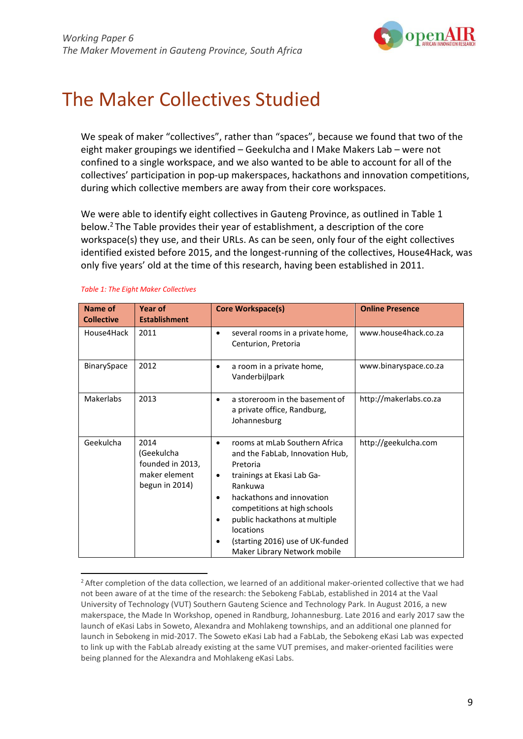# The Maker Collectives Studied

We speak of maker "collectives", rather than "spaces", because we found that two of the eight maker groupings we identified – Geekulcha and I Make Makers Lab – were not confined to a single workspace, and we also wanted to be able to account for all of the collectives' participation in pop-up makerspaces, hackathons and innovation competitions, during which collective members are away from their core workspaces.

We were able to identify eight collectives in Gauteng Province, as outlined in Table 1 below.[2] The Table provides their year of establishment, a description of the core workspace(s) they use, and their URLs. As can be seen, only four of the eight collectives identified existed before 2015, and the longest-running of the collectives, House4Hack, was only five years' old at the time of this research, having been established in 2011.

*Table 1: The Eight Maker Collectives*

| Name of Collective | Year of Establishment | Core Workspace(s) | Online Presence |
|---|---|---|---|
| House4Hack | 2011 | • several rooms in a private home, Centurion, Pretoria | www.house4hack.co.za |
| BinarySpace | 2012 | • a room in a private home, Vanderbijlpark | www.binaryspace.co.za |
| Makerlabs | 2013 | • a storeroom in the basement of a private office, Randburg, Johannesburg | http://makerlabs.co.za |
| Geekulcha | 2014 (Geekulcha founded in 2013, maker element begun in 2014) | • rooms at mLab Southern Africa and the FabLab, Innovation Hub, Pretoria<br>• trainings at Ekasi Lab Ga-Rankuwa<br>• hackathons and innovation competitions at high schools<br>• public hackathons at multiple locations<br>• (starting 2016) use of UK-funded Maker Library Network mobile | http://geekulcha.com |

[2] After completion of the data collection, we learned of an additional maker-oriented collective that we had not been aware of at the time of the research: the Sebokeng FabLab, established in 2014 at the Vaal University of Technology (VUT) Southern Gauteng Science and Technology Park. In August 2016, a new makerspace, the Made In Workshop, opened in Randburg, Johannesburg. Late 2016 and early 2017 saw the launch of eKasi Labs in Soweto, Alexandra and Mohlakeng townships, and an additional one planned for launch in Sebokeng in mid-2017. The Soweto eKasi Lab had a FabLab, the Sebokeng eKasi Lab was expected to link up with the FabLab already existing at the same VUT premises, and maker-oriented facilities were being planned for the Alexandra and Mohlakeng eKasi Labs.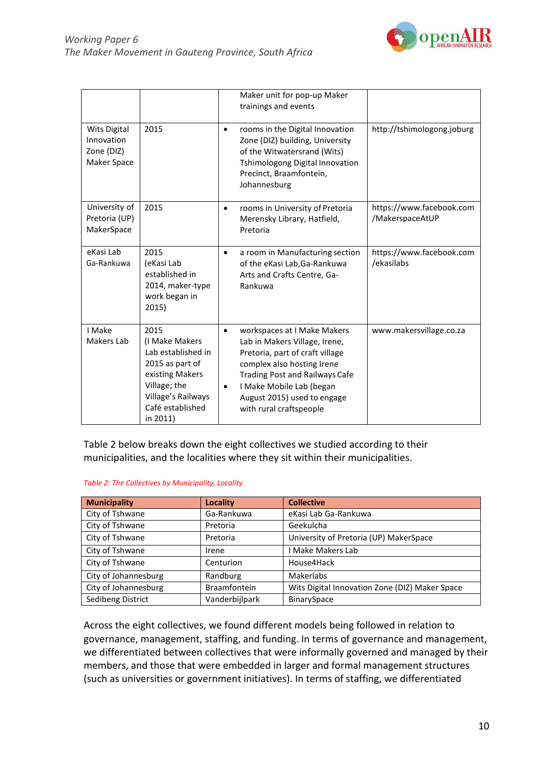|  |  | Maker unit for pop-up Maker trainings and events |  |
|---|---|---|---|
| Wits Digital Innovation Zone (DIZ) Maker Space | 2015 | • rooms in the Digital Innovation Zone (DIZ) building, University of the Witwatersrand (Wits) Tshimologong Digital Innovation Precinct, Braamfontein, Johannesburg | http://tshimologong.joburg |
| University of Pretoria (UP) MakerSpace | 2015 | • rooms in University of Pretoria Merensky Library, Hatfield, Pretoria | https://www.facebook.com/MakerspaceAtUP |
| eKasi Lab Ga-Rankuwa | 2015 (eKasi Lab established in 2014, maker-type work began in 2015) | • a room in Manufacturing section of the eKasi Lab,Ga-Rankuwa Arts and Crafts Centre, Ga-Rankuwa | https://www.facebook.com/ekasilabs |
| I Make Makers Lab | 2015 (I Make Makers Lab established in 2015 as part of existing Makers Village; the Village's Railways Café established in 2011) | • workspaces at I Make Makers Lab in Makers Village, Irene, Pretoria, part of craft village complex also hosting Irene Trading Post and Railways Cafe<br>• I Make Mobile Lab (began August 2015) used to engage with rural craftspeople | www.makersvillage.co.za |

Table 2 below breaks down the eight collectives we studied according to their municipalities, and the localities where they sit within their municipalities.

*Table 2: The Collectives by Municipality, Locality*

| Municipality | Locality | Collective |
|---|---|---|
| City of Tshwane | Ga-Rankuwa | eKasi Lab Ga-Rankuwa |
| City of Tshwane | Pretoria | Geekulcha |
| City of Tshwane | Pretoria | University of Pretoria (UP) MakerSpace |
| City of Tshwane | Irene | I Make Makers Lab |
| City of Tshwane | Centurion | House4Hack |
| City of Johannesburg | Randburg | Makerlabs |
| City of Johannesburg | Braamfontein | Wits Digital Innovation Zone (DIZ) Maker Space |
| Sedibeng District | Vanderbijlpark | BinarySpace |

Across the eight collectives, we found different models being followed in relation to governance, management, staffing, and funding. In terms of governance and management, we differentiated between collectives that were informally governed and managed by their members, and those that were embedded in larger and formal management structures (such as universities or government initiatives). In terms of staffing, we differentiated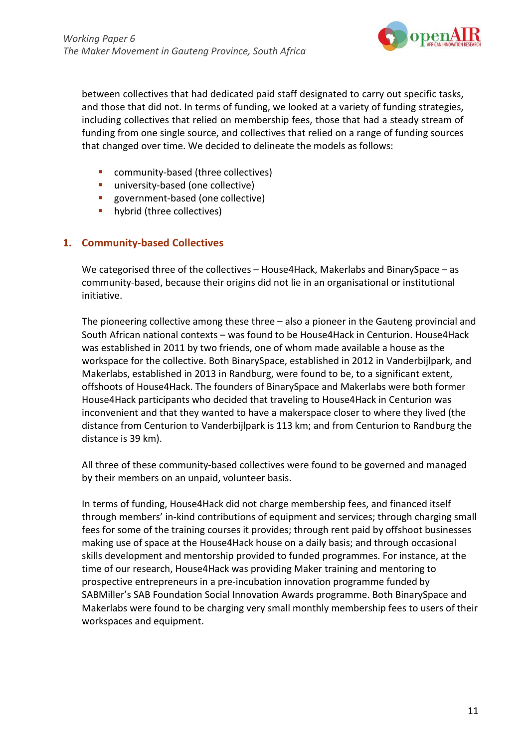between collectives that had dedicated paid staff designated to carry out specific tasks, and those that did not. In terms of funding, we looked at a variety of funding strategies, including collectives that relied on membership fees, those that had a steady stream of funding from one single source, and collectives that relied on a range of funding sources that changed over time. We decided to delineate the models as follows:

- community-based (three collectives)
- university-based (one collective)
- government-based (one collective)
- hybrid (three collectives)

## 1. Community-based Collectives

We categorised three of the collectives – House4Hack, Makerlabs and BinarySpace – as community-based, because their origins did not lie in an organisational or institutional initiative.

The pioneering collective among these three – also a pioneer in the Gauteng provincial and South African national contexts – was found to be House4Hack in Centurion. House4Hack was established in 2011 by two friends, one of whom made available a house as the workspace for the collective. Both BinarySpace, established in 2012 in Vanderbijlpark, and Makerlabs, established in 2013 in Randburg, were found to be, to a significant extent, offshoots of House4Hack. The founders of BinarySpace and Makerlabs were both former House4Hack participants who decided that traveling to House4Hack in Centurion was inconvenient and that they wanted to have a makerspace closer to where they lived (the distance from Centurion to Vanderbijlpark is 113 km; and from Centurion to Randburg the distance is 39 km).

All three of these community-based collectives were found to be governed and managed by their members on an unpaid, volunteer basis.

In terms of funding, House4Hack did not charge membership fees, and financed itself through members' in-kind contributions of equipment and services; through charging small fees for some of the training courses it provides; through rent paid by offshoot businesses making use of space at the House4Hack house on a daily basis; and through occasional skills development and mentorship provided to funded programmes. For instance, at the time of our research, House4Hack was providing Maker training and mentoring to prospective entrepreneurs in a pre-incubation innovation programme funded by SABMiller's SAB Foundation Social Innovation Awards programme. Both BinarySpace and Makerlabs were found to be charging very small monthly membership fees to users of their workspaces and equipment.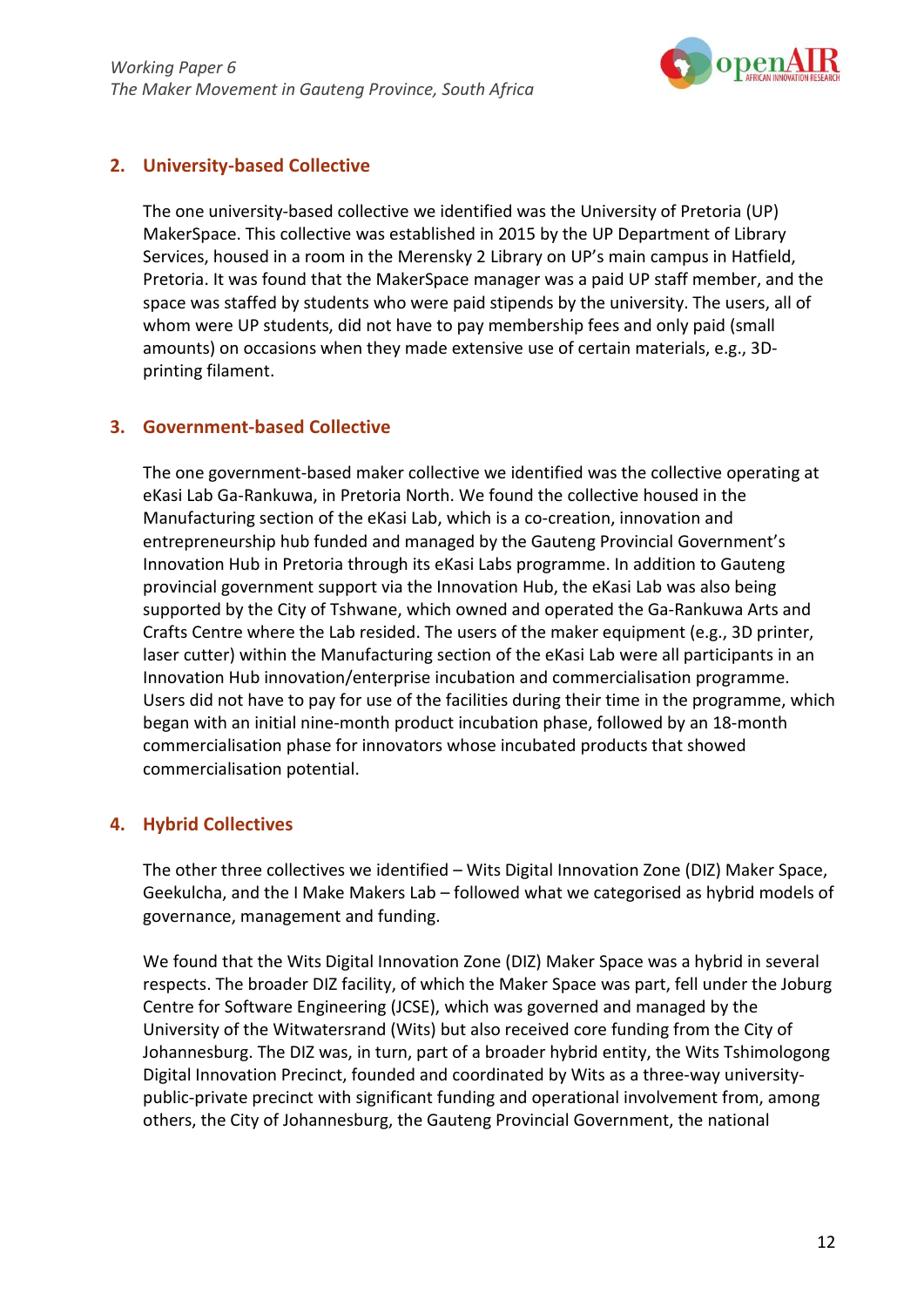## 2. University-based Collective

The one university-based collective we identified was the University of Pretoria (UP) MakerSpace. This collective was established in 2015 by the UP Department of Library Services, housed in a room in the Merensky 2 Library on UP's main campus in Hatfield, Pretoria. It was found that the MakerSpace manager was a paid UP staff member, and the space was staffed by students who were paid stipends by the university. The users, all of whom were UP students, did not have to pay membership fees and only paid (small amounts) on occasions when they made extensive use of certain materials, e.g., 3D-printing filament.

## 3. Government-based Collective

The one government-based maker collective we identified was the collective operating at eKasi Lab Ga-Rankuwa, in Pretoria North. We found the collective housed in the Manufacturing section of the eKasi Lab, which is a co-creation, innovation and entrepreneurship hub funded and managed by the Gauteng Provincial Government's Innovation Hub in Pretoria through its eKasi Labs programme. In addition to Gauteng provincial government support via the Innovation Hub, the eKasi Lab was also being supported by the City of Tshwane, which owned and operated the Ga-Rankuwa Arts and Crafts Centre where the Lab resided. The users of the maker equipment (e.g., 3D printer, laser cutter) within the Manufacturing section of the eKasi Lab were all participants in an Innovation Hub innovation/enterprise incubation and commercialisation programme. Users did not have to pay for use of the facilities during their time in the programme, which began with an initial nine-month product incubation phase, followed by an 18-month commercialisation phase for innovators whose incubated products that showed commercialisation potential.

## 4. Hybrid Collectives

The other three collectives we identified – Wits Digital Innovation Zone (DIZ) Maker Space, Geekulcha, and the I Make Makers Lab – followed what we categorised as hybrid models of governance, management and funding.

We found that the Wits Digital Innovation Zone (DIZ) Maker Space was a hybrid in several respects. The broader DIZ facility, of which the Maker Space was part, fell under the Joburg Centre for Software Engineering (JCSE), which was governed and managed by the University of the Witwatersrand (Wits) but also received core funding from the City of Johannesburg. The DIZ was, in turn, part of a broader hybrid entity, the Wits Tshimologong Digital Innovation Precinct, founded and coordinated by Wits as a three-way university-public-private precinct with significant funding and operational involvement from, among others, the City of Johannesburg, the Gauteng Provincial Government, the national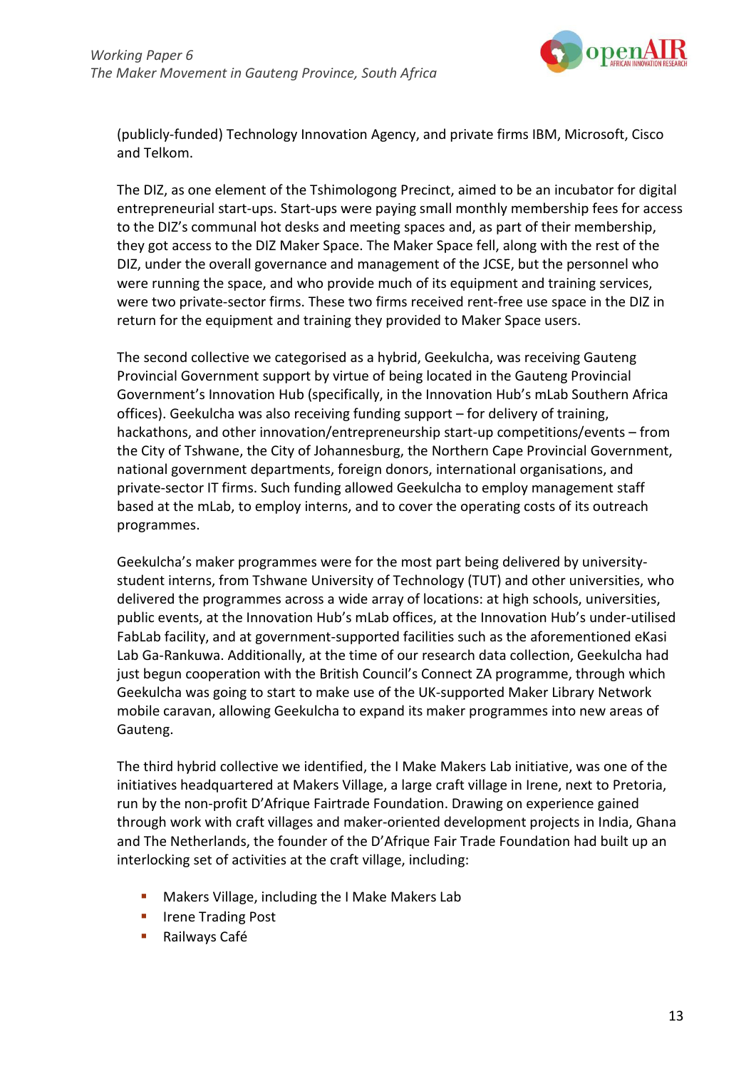(publicly-funded) Technology Innovation Agency, and private firms IBM, Microsoft, Cisco and Telkom.

The DIZ, as one element of the Tshimologong Precinct, aimed to be an incubator for digital entrepreneurial start-ups. Start-ups were paying small monthly membership fees for access to the DIZ's communal hot desks and meeting spaces and, as part of their membership, they got access to the DIZ Maker Space. The Maker Space fell, along with the rest of the DIZ, under the overall governance and management of the JCSE, but the personnel who were running the space, and who provide much of its equipment and training services, were two private-sector firms. These two firms received rent-free use space in the DIZ in return for the equipment and training they provided to Maker Space users.

The second collective we categorised as a hybrid, Geekulcha, was receiving Gauteng Provincial Government support by virtue of being located in the Gauteng Provincial Government's Innovation Hub (specifically, in the Innovation Hub's mLab Southern Africa offices). Geekulcha was also receiving funding support – for delivery of training, hackathons, and other innovation/entrepreneurship start-up competitions/events – from the City of Tshwane, the City of Johannesburg, the Northern Cape Provincial Government, national government departments, foreign donors, international organisations, and private-sector IT firms. Such funding allowed Geekulcha to employ management staff based at the mLab, to employ interns, and to cover the operating costs of its outreach programmes.

Geekulcha's maker programmes were for the most part being delivered by university-student interns, from Tshwane University of Technology (TUT) and other universities, who delivered the programmes across a wide array of locations: at high schools, universities, public events, at the Innovation Hub's mLab offices, at the Innovation Hub's under-utilised FabLab facility, and at government-supported facilities such as the aforementioned eKasi Lab Ga-Rankuwa. Additionally, at the time of our research data collection, Geekulcha had just begun cooperation with the British Council's Connect ZA programme, through which Geekulcha was going to start to make use of the UK-supported Maker Library Network mobile caravan, allowing Geekulcha to expand its maker programmes into new areas of Gauteng.

The third hybrid collective we identified, the I Make Makers Lab initiative, was one of the initiatives headquartered at Makers Village, a large craft village in Irene, next to Pretoria, run by the non-profit D'Afrique Fairtrade Foundation. Drawing on experience gained through work with craft villages and maker-oriented development projects in India, Ghana and The Netherlands, the founder of the D'Afrique Fair Trade Foundation had built up an interlocking set of activities at the craft village, including:

- Makers Village, including the I Make Makers Lab
- Irene Trading Post
- Railways Café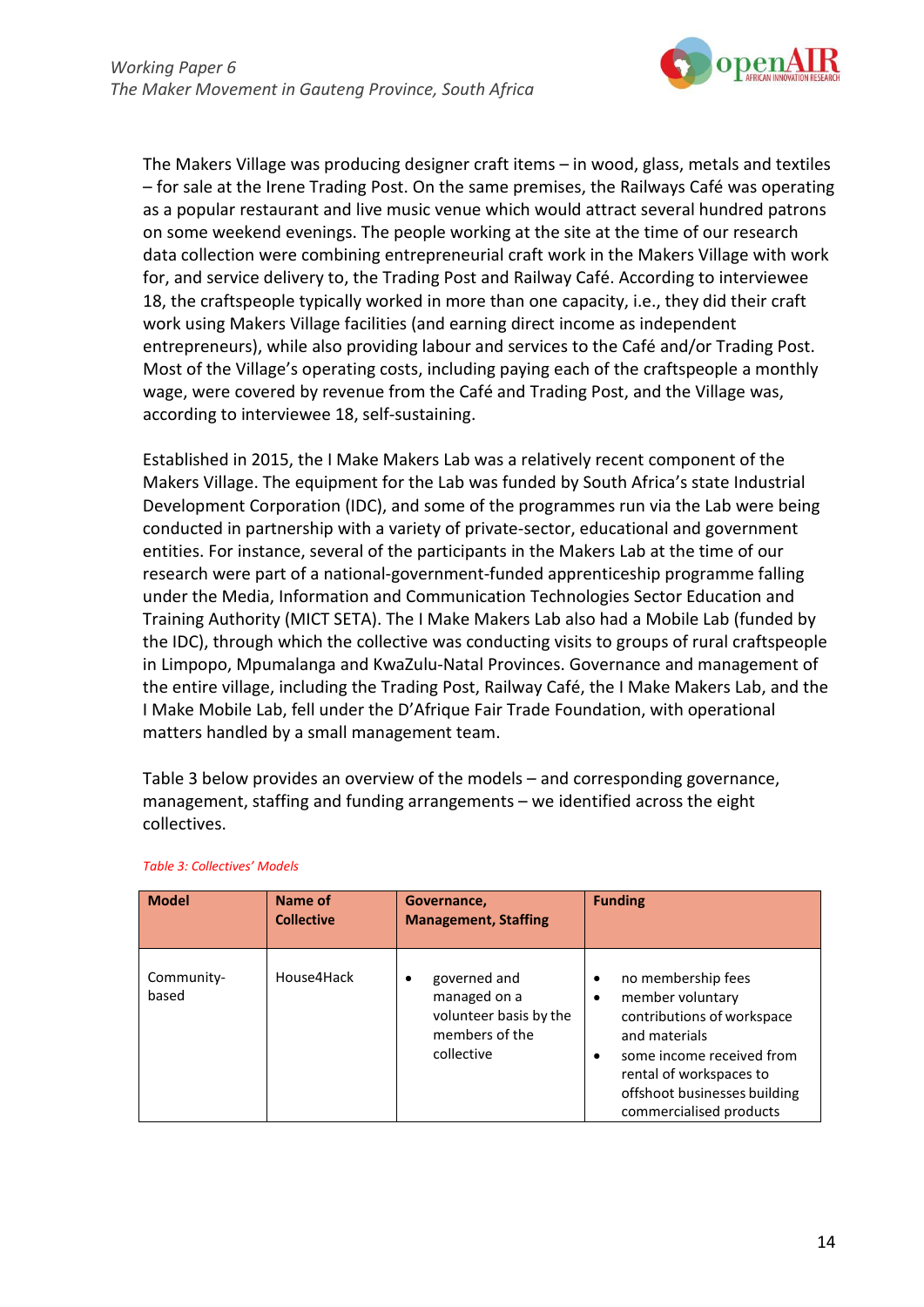The Makers Village was producing designer craft items – in wood, glass, metals and textiles – for sale at the Irene Trading Post. On the same premises, the Railways Café was operating as a popular restaurant and live music venue which would attract several hundred patrons on some weekend evenings. The people working at the site at the time of our research data collection were combining entrepreneurial craft work in the Makers Village with work for, and service delivery to, the Trading Post and Railway Café. According to interviewee 18, the craftspeople typically worked in more than one capacity, i.e., they did their craft work using Makers Village facilities (and earning direct income as independent entrepreneurs), while also providing labour and services to the Café and/or Trading Post. Most of the Village's operating costs, including paying each of the craftspeople a monthly wage, were covered by revenue from the Café and Trading Post, and the Village was, according to interviewee 18, self-sustaining.

Established in 2015, the I Make Makers Lab was a relatively recent component of the Makers Village. The equipment for the Lab was funded by South Africa's state Industrial Development Corporation (IDC), and some of the programmes run via the Lab were being conducted in partnership with a variety of private-sector, educational and government entities. For instance, several of the participants in the Makers Lab at the time of our research were part of a national-government-funded apprenticeship programme falling under the Media, Information and Communication Technologies Sector Education and Training Authority (MICT SETA). The I Make Makers Lab also had a Mobile Lab (funded by the IDC), through which the collective was conducting visits to groups of rural craftspeople in Limpopo, Mpumalanga and KwaZulu-Natal Provinces. Governance and management of the entire village, including the Trading Post, Railway Café, the I Make Makers Lab, and the I Make Mobile Lab, fell under the D'Afrique Fair Trade Foundation, with operational matters handled by a small management team.

Table 3 below provides an overview of the models – and corresponding governance, management, staffing and funding arrangements – we identified across the eight collectives.

*Table 3: Collectives' Models*

| Model | Name of Collective | Governance, Management, Staffing | Funding |
|---|---|---|---|
| Community-based | House4Hack | • governed and managed on a volunteer basis by the members of the collective | • no membership fees<br>• member voluntary contributions of workspace and materials<br>• some income received from rental of workspaces to offshoot businesses building commercialised products |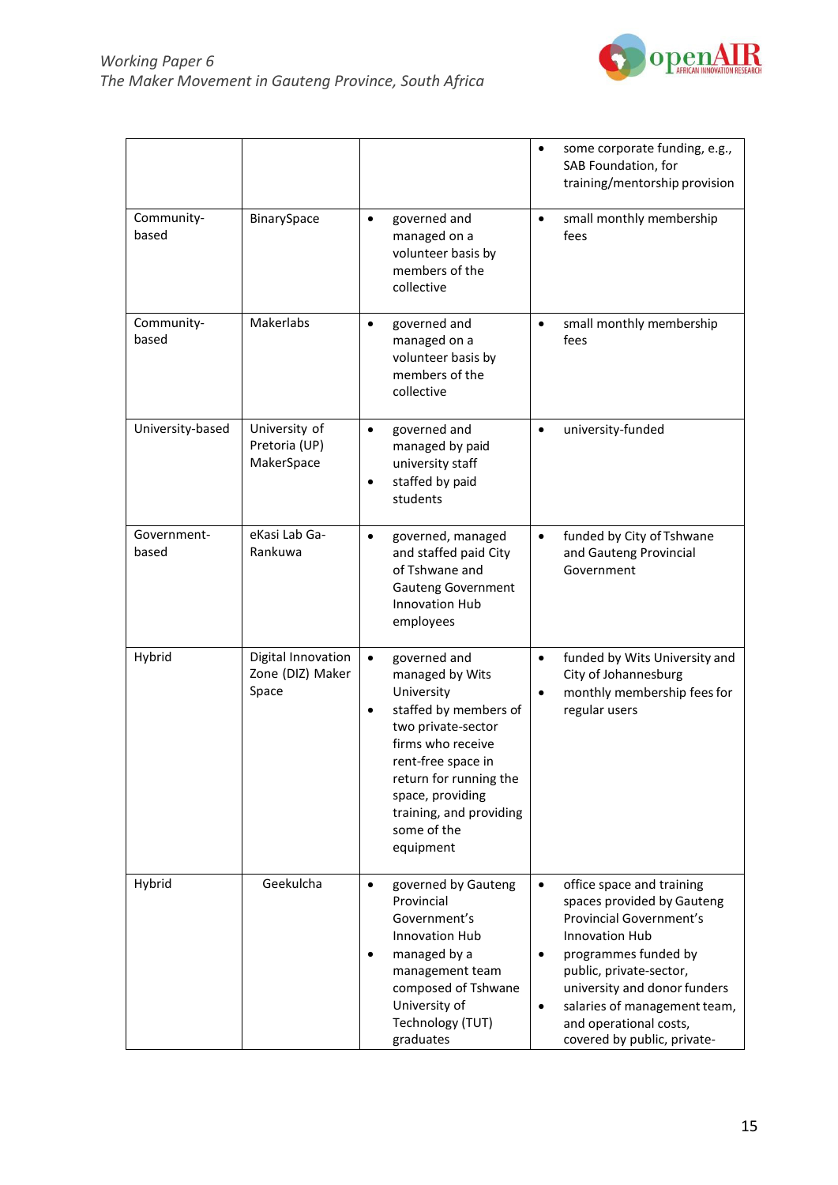| | | | |
|---|---|---|---|
| | | | • some corporate funding, e.g., SAB Foundation, for training/mentorship provision |
| Community-based | BinarySpace | • governed and managed on a volunteer basis by members of the collective | • small monthly membership fees |
| Community-based | Makerlabs | • governed and managed on a volunteer basis by members of the collective | • small monthly membership fees |
| University-based | University of Pretoria (UP) MakerSpace | • governed and managed by paid university staff<br>• staffed by paid students | • university-funded |
| Government-based | eKasi Lab Ga-Rankuwa | • governed, managed and staffed paid City of Tshwane and Gauteng Government Innovation Hub employees | • funded by City of Tshwane and Gauteng Provincial Government |
| Hybrid | Digital Innovation Zone (DIZ) Maker Space | • governed and managed by Wits University<br>• staffed by members of two private-sector firms who receive rent-free space in return for running the space, providing training, and providing some of the equipment | • funded by Wits University and City of Johannesburg<br>• monthly membership fees for regular users |
| Hybrid | Geekulcha | • governed by Gauteng Provincial Government's Innovation Hub<br>• managed by a management team composed of Tshwane University of Technology (TUT) graduates | • office space and training spaces provided by Gauteng Provincial Government's Innovation Hub<br>• programmes funded by public, private-sector, university and donor funders<br>• salaries of management team, and operational costs, covered by public, private- |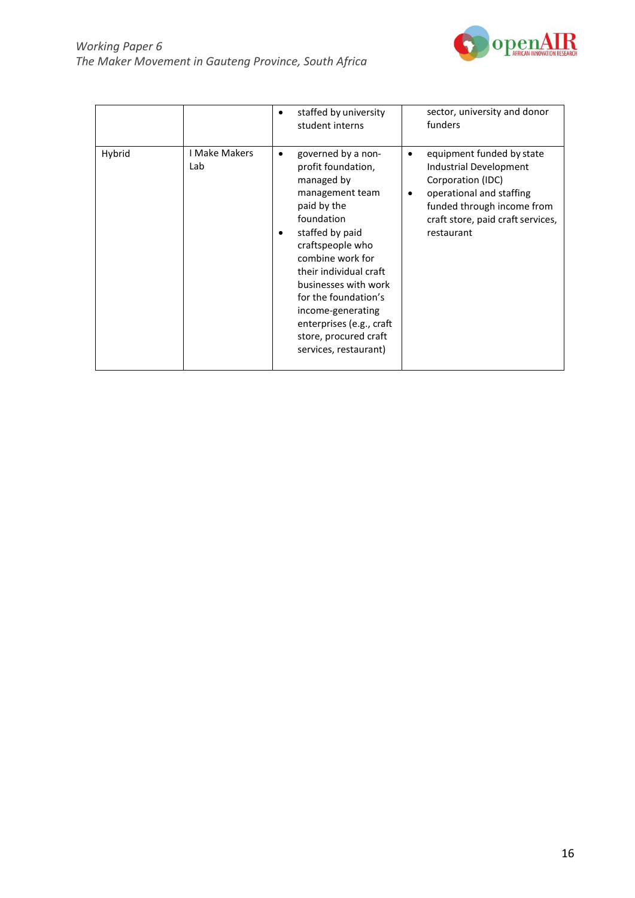| | | • staffed by university student interns | sector, university and donor funders |
|---|---|---|---|
| Hybrid | I Make Makers Lab | • governed by a non-profit foundation, managed by management team paid by the foundation<br>• staffed by paid craftspeople who combine work for their individual craft businesses with work for the foundation's income-generating enterprises (e.g., craft store, procured craft services, restaurant) | • equipment funded by state Industrial Development Corporation (IDC)<br>• operational and staffing funded through income from craft store, paid craft services, restaurant |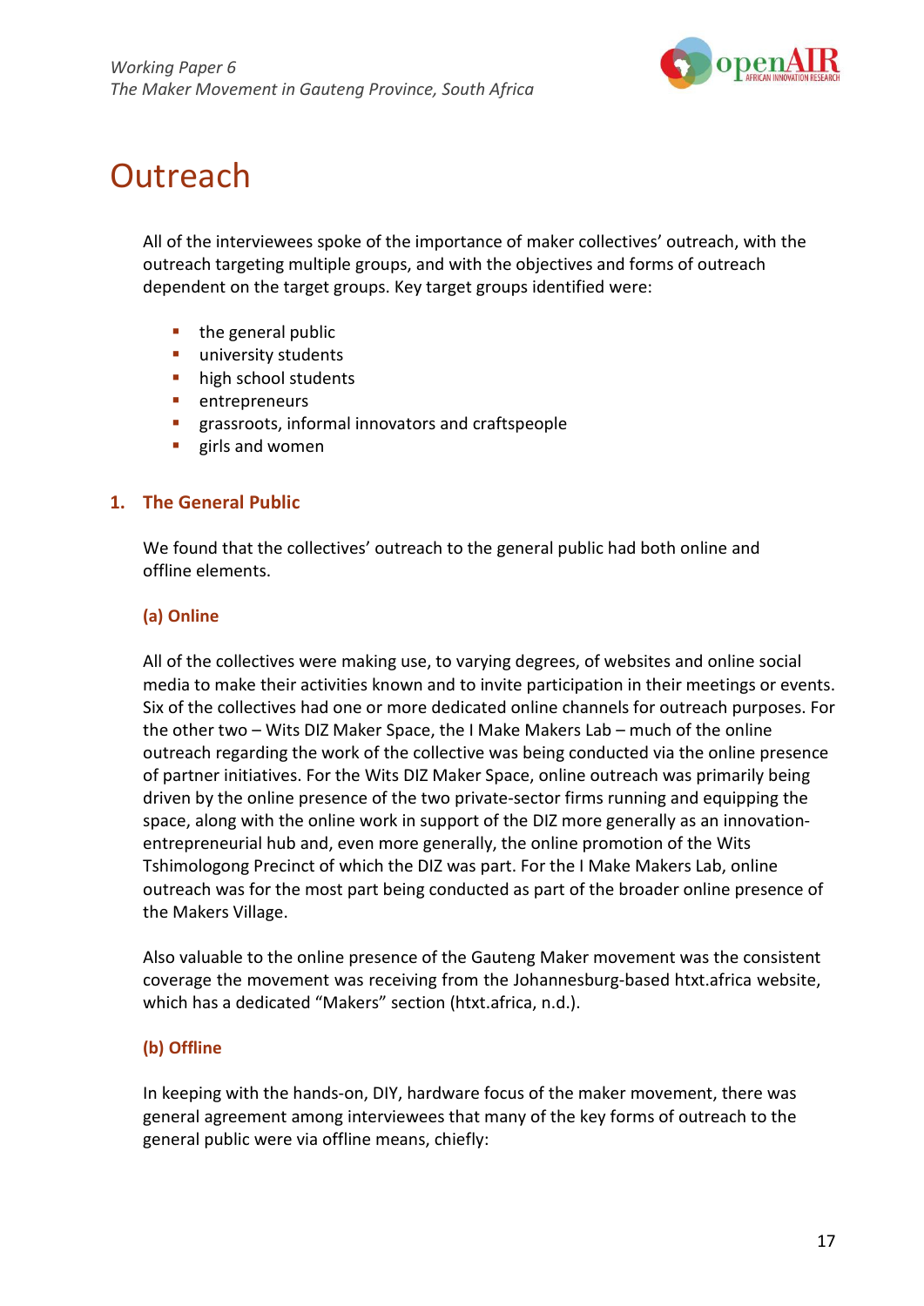# Outreach

All of the interviewees spoke of the importance of maker collectives' outreach, with the outreach targeting multiple groups, and with the objectives and forms of outreach dependent on the target groups. Key target groups identified were:

- the general public
- university students
- high school students
- entrepreneurs
- grassroots, informal innovators and craftspeople
- girls and women

## 1. The General Public

We found that the collectives' outreach to the general public had both online and offline elements.

### (a) Online

All of the collectives were making use, to varying degrees, of websites and online social media to make their activities known and to invite participation in their meetings or events. Six of the collectives had one or more dedicated online channels for outreach purposes. For the other two – Wits DIZ Maker Space, the I Make Makers Lab – much of the online outreach regarding the work of the collective was being conducted via the online presence of partner initiatives. For the Wits DIZ Maker Space, online outreach was primarily being driven by the online presence of the two private-sector firms running and equipping the space, along with the online work in support of the DIZ more generally as an innovation-entrepreneurial hub and, even more generally, the online promotion of the Wits Tshimologong Precinct of which the DIZ was part. For the I Make Makers Lab, online outreach was for the most part being conducted as part of the broader online presence of the Makers Village.

Also valuable to the online presence of the Gauteng Maker movement was the consistent coverage the movement was receiving from the Johannesburg-based htxt.africa website, which has a dedicated "Makers" section (htxt.africa, n.d.).

### (b) Offline

In keeping with the hands-on, DIY, hardware focus of the maker movement, there was general agreement among interviewees that many of the key forms of outreach to the general public were via offline means, chiefly: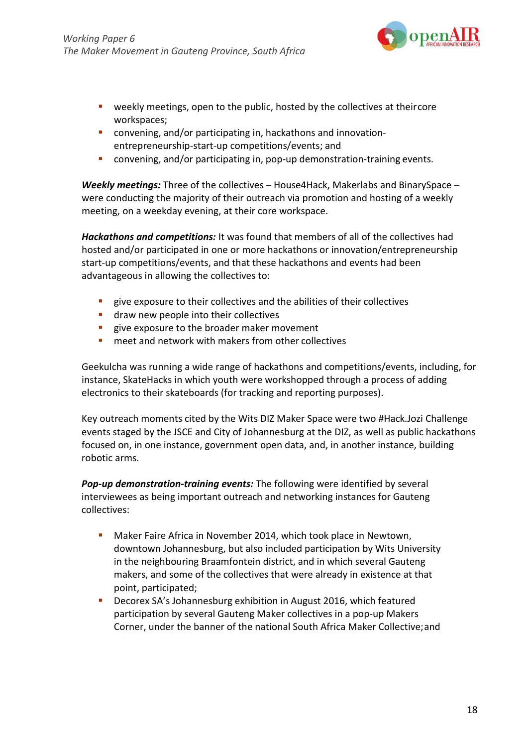- weekly meetings, open to the public, hosted by the collectives at their core workspaces;
- convening, and/or participating in, hackathons and innovation-entrepreneurship-start-up competitions/events; and
- convening, and/or participating in, pop-up demonstration-training events.

***Weekly meetings:*** Three of the collectives – House4Hack, Makerlabs and BinarySpace – were conducting the majority of their outreach via promotion and hosting of a weekly meeting, on a weekday evening, at their core workspace.

***Hackathons and competitions:*** It was found that members of all of the collectives had hosted and/or participated in one or more hackathons or innovation/entrepreneurship start-up competitions/events, and that these hackathons and events had been advantageous in allowing the collectives to:

- give exposure to their collectives and the abilities of their collectives
- draw new people into their collectives
- give exposure to the broader maker movement
- meet and network with makers from other collectives

Geekulcha was running a wide range of hackathons and competitions/events, including, for instance, SkateHacks in which youth were workshopped through a process of adding electronics to their skateboards (for tracking and reporting purposes).

Key outreach moments cited by the Wits DIZ Maker Space were two #Hack.Jozi Challenge events staged by the JSCE and City of Johannesburg at the DIZ, as well as public hackathons focused on, in one instance, government open data, and, in another instance, building robotic arms.

***Pop-up demonstration-training events:*** The following were identified by several interviewees as being important outreach and networking instances for Gauteng collectives:

- Maker Faire Africa in November 2014, which took place in Newtown, downtown Johannesburg, but also included participation by Wits University in the neighbouring Braamfontein district, and in which several Gauteng makers, and some of the collectives that were already in existence at that point, participated;
- Decorex SA's Johannesburg exhibition in August 2016, which featured participation by several Gauteng Maker collectives in a pop-up Makers Corner, under the banner of the national South Africa Maker Collective; and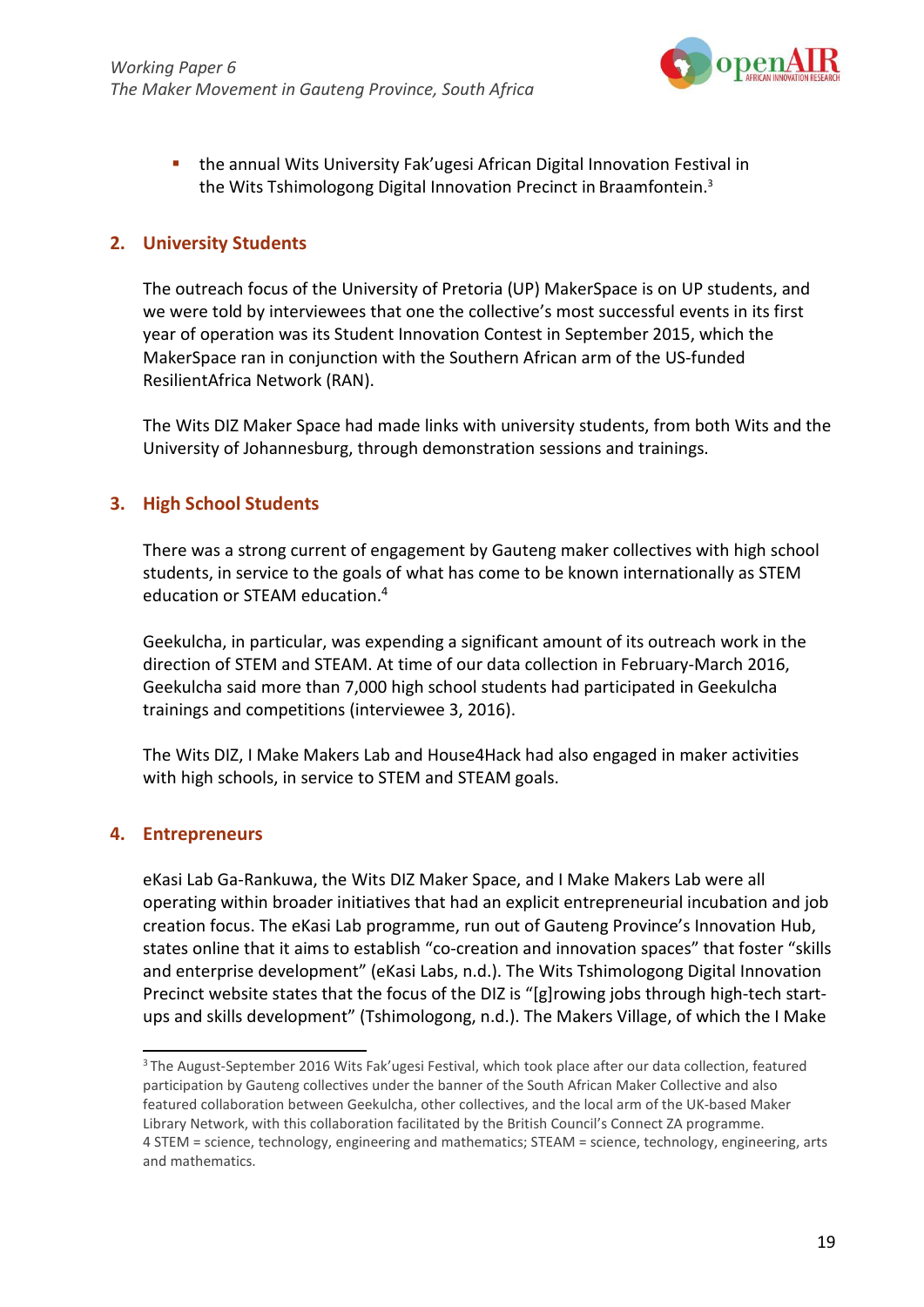- the annual Wits University Fak'ugesi African Digital Innovation Festival in the Wits Tshimologong Digital Innovation Precinct in Braamfontein.[3]

## 2. University Students

The outreach focus of the University of Pretoria (UP) MakerSpace is on UP students, and we were told by interviewees that one the collective's most successful events in its first year of operation was its Student Innovation Contest in September 2015, which the MakerSpace ran in conjunction with the Southern African arm of the US-funded ResilientAfrica Network (RAN).

The Wits DIZ Maker Space had made links with university students, from both Wits and the University of Johannesburg, through demonstration sessions and trainings.

## 3. High School Students

There was a strong current of engagement by Gauteng maker collectives with high school students, in service to the goals of what has come to be known internationally as STEM education or STEAM education.[4]

Geekulcha, in particular, was expending a significant amount of its outreach work in the direction of STEM and STEAM. At time of our data collection in February-March 2016, Geekulcha said more than 7,000 high school students had participated in Geekulcha trainings and competitions (interviewee 3, 2016).

The Wits DIZ, I Make Makers Lab and House4Hack had also engaged in maker activities with high schools, in service to STEM and STEAM goals.

## 4. Entrepreneurs

eKasi Lab Ga-Rankuwa, the Wits DIZ Maker Space, and I Make Makers Lab were all operating within broader initiatives that had an explicit entrepreneurial incubation and job creation focus. The eKasi Lab programme, run out of Gauteng Province's Innovation Hub, states online that it aims to establish "co-creation and innovation spaces" that foster "skills and enterprise development" (eKasi Labs, n.d.). The Wits Tshimologong Digital Innovation Precinct website states that the focus of the DIZ is "[g]rowing jobs through high-tech start-ups and skills development" (Tshimologong, n.d.). The Makers Village, of which the I Make

---

[3] The August-September 2016 Wits Fak'ugesi Festival, which took place after our data collection, featured participation by Gauteng collectives under the banner of the South African Maker Collective and also featured collaboration between Geekulcha, other collectives, and the local arm of the UK-based Maker Library Network, with this collaboration facilitated by the British Council's Connect ZA programme.

[4] STEM = science, technology, engineering and mathematics; STEAM = science, technology, engineering, arts and mathematics.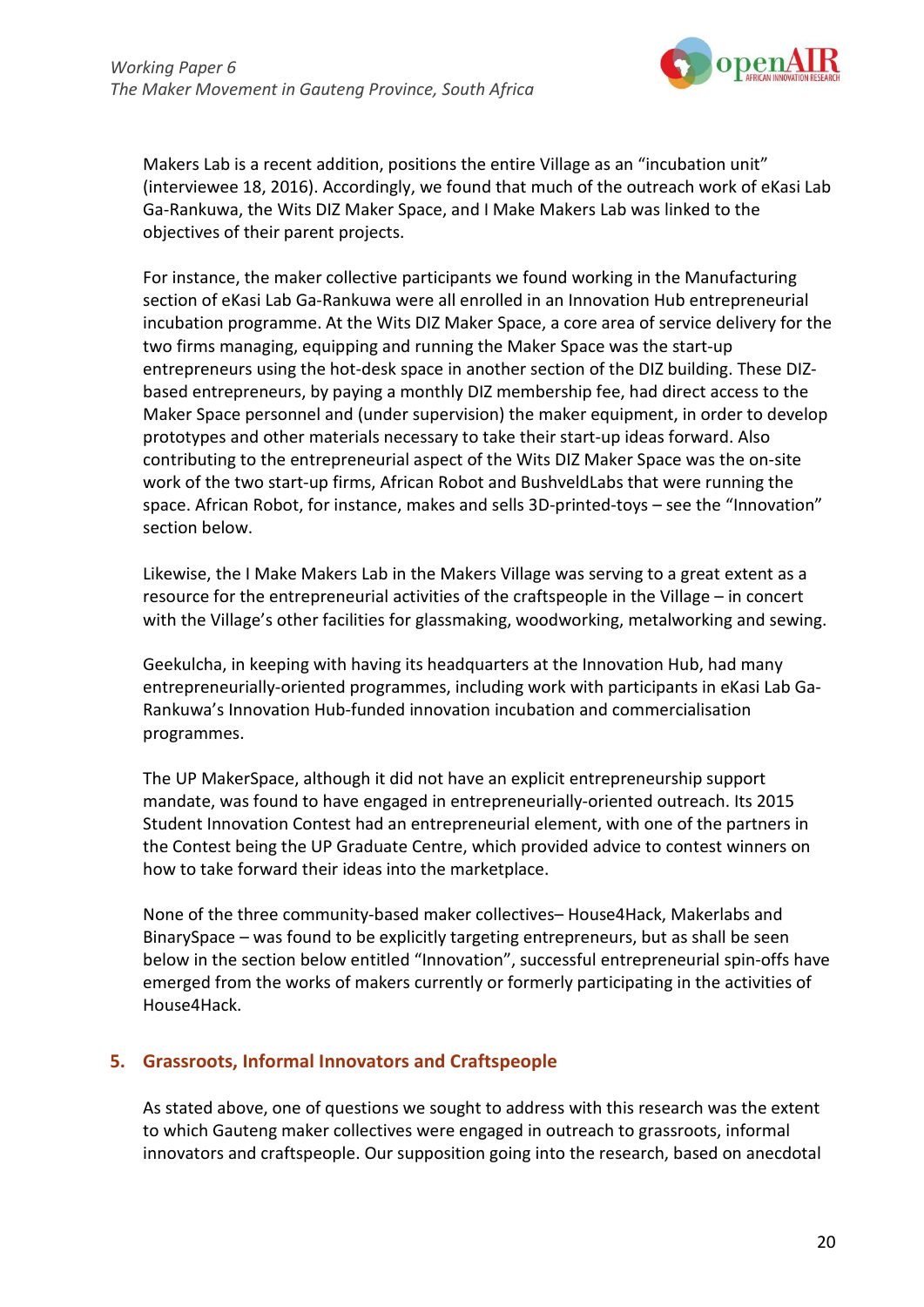Makers Lab is a recent addition, positions the entire Village as an "incubation unit" (interviewee 18, 2016). Accordingly, we found that much of the outreach work of eKasi Lab Ga-Rankuwa, the Wits DIZ Maker Space, and I Make Makers Lab was linked to the objectives of their parent projects.

For instance, the maker collective participants we found working in the Manufacturing section of eKasi Lab Ga-Rankuwa were all enrolled in an Innovation Hub entrepreneurial incubation programme. At the Wits DIZ Maker Space, a core area of service delivery for the two firms managing, equipping and running the Maker Space was the start-up entrepreneurs using the hot-desk space in another section of the DIZ building. These DIZ-based entrepreneurs, by paying a monthly DIZ membership fee, had direct access to the Maker Space personnel and (under supervision) the maker equipment, in order to develop prototypes and other materials necessary to take their start-up ideas forward. Also contributing to the entrepreneurial aspect of the Wits DIZ Maker Space was the on-site work of the two start-up firms, African Robot and BushveldLabs that were running the space. African Robot, for instance, makes and sells 3D-printed-toys – see the "Innovation" section below.

Likewise, the I Make Makers Lab in the Makers Village was serving to a great extent as a resource for the entrepreneurial activities of the craftspeople in the Village – in concert with the Village's other facilities for glassmaking, woodworking, metalworking and sewing.

Geekulcha, in keeping with having its headquarters at the Innovation Hub, had many entrepreneurially-oriented programmes, including work with participants in eKasi Lab Ga-Rankuwa's Innovation Hub-funded innovation incubation and commercialisation programmes.

The UP MakerSpace, although it did not have an explicit entrepreneurship support mandate, was found to have engaged in entrepreneurially-oriented outreach. Its 2015 Student Innovation Contest had an entrepreneurial element, with one of the partners in the Contest being the UP Graduate Centre, which provided advice to contest winners on how to take forward their ideas into the marketplace.

None of the three community-based maker collectives– House4Hack, Makerlabs and BinarySpace – was found to be explicitly targeting entrepreneurs, but as shall be seen below in the section below entitled "Innovation", successful entrepreneurial spin-offs have emerged from the works of makers currently or formerly participating in the activities of House4Hack.

## 5. Grassroots, Informal Innovators and Craftspeople

As stated above, one of questions we sought to address with this research was the extent to which Gauteng maker collectives were engaged in outreach to grassroots, informal innovators and craftspeople. Our supposition going into the research, based on anecdotal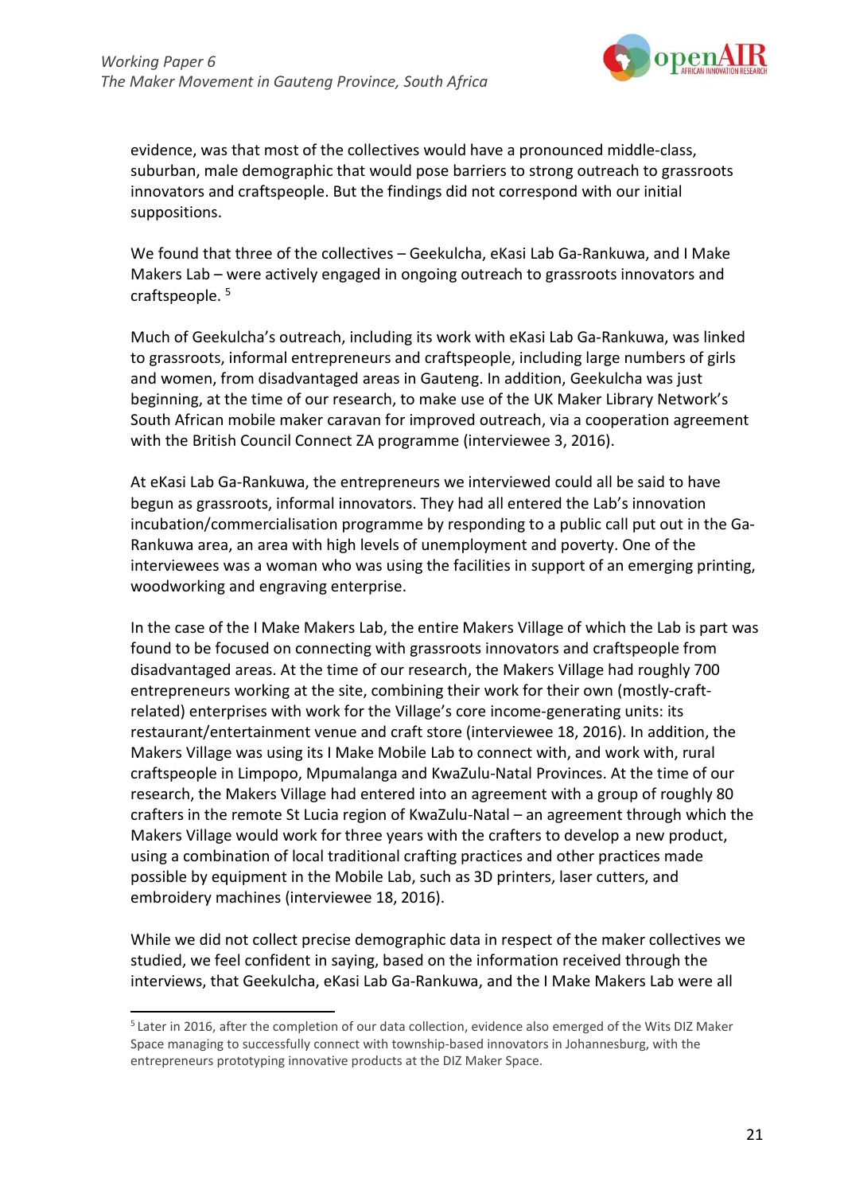evidence, was that most of the collectives would have a pronounced middle-class, suburban, male demographic that would pose barriers to strong outreach to grassroots innovators and craftspeople. But the findings did not correspond with our initial suppositions.

We found that three of the collectives – Geekulcha, eKasi Lab Ga-Rankuwa, and I Make Makers Lab – were actively engaged in ongoing outreach to grassroots innovators and craftspeople. [5]

Much of Geekulcha's outreach, including its work with eKasi Lab Ga-Rankuwa, was linked to grassroots, informal entrepreneurs and craftspeople, including large numbers of girls and women, from disadvantaged areas in Gauteng. In addition, Geekulcha was just beginning, at the time of our research, to make use of the UK Maker Library Network's South African mobile maker caravan for improved outreach, via a cooperation agreement with the British Council Connect ZA programme (interviewee 3, 2016).

At eKasi Lab Ga-Rankuwa, the entrepreneurs we interviewed could all be said to have begun as grassroots, informal innovators. They had all entered the Lab's innovation incubation/commercialisation programme by responding to a public call put out in the Ga-Rankuwa area, an area with high levels of unemployment and poverty. One of the interviewees was a woman who was using the facilities in support of an emerging printing, woodworking and engraving enterprise.

In the case of the I Make Makers Lab, the entire Makers Village of which the Lab is part was found to be focused on connecting with grassroots innovators and craftspeople from disadvantaged areas. At the time of our research, the Makers Village had roughly 700 entrepreneurs working at the site, combining their work for their own (mostly-craft-related) enterprises with work for the Village's core income-generating units: its restaurant/entertainment venue and craft store (interviewee 18, 2016). In addition, the Makers Village was using its I Make Mobile Lab to connect with, and work with, rural craftspeople in Limpopo, Mpumalanga and KwaZulu-Natal Provinces. At the time of our research, the Makers Village had entered into an agreement with a group of roughly 80 crafters in the remote St Lucia region of KwaZulu-Natal – an agreement through which the Makers Village would work for three years with the crafters to develop a new product, using a combination of local traditional crafting practices and other practices made possible by equipment in the Mobile Lab, such as 3D printers, laser cutters, and embroidery machines (interviewee 18, 2016).

While we did not collect precise demographic data in respect of the maker collectives we studied, we feel confident in saying, based on the information received through the interviews, that Geekulcha, eKasi Lab Ga-Rankuwa, and the I Make Makers Lab were all

---

[5] Later in 2016, after the completion of our data collection, evidence also emerged of the Wits DIZ Maker Space managing to successfully connect with township-based innovators in Johannesburg, with the entrepreneurs prototyping innovative products at the DIZ Maker Space.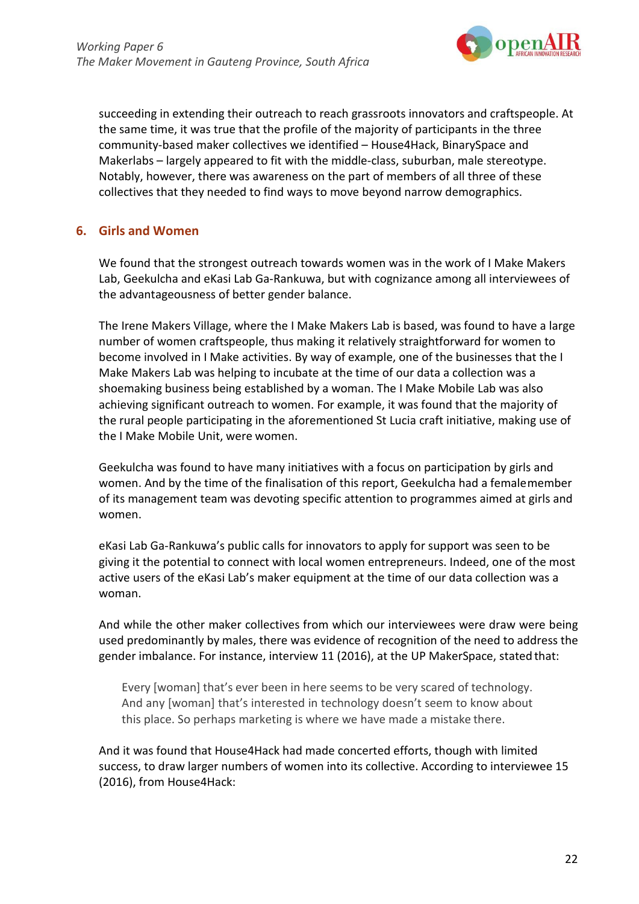succeeding in extending their outreach to reach grassroots innovators and craftspeople. At the same time, it was true that the profile of the majority of participants in the three community-based maker collectives we identified – House4Hack, BinarySpace and Makerlabs – largely appeared to fit with the middle-class, suburban, male stereotype. Notably, however, there was awareness on the part of members of all three of these collectives that they needed to find ways to move beyond narrow demographics.

## 6. Girls and Women

We found that the strongest outreach towards women was in the work of I Make Makers Lab, Geekulcha and eKasi Lab Ga-Rankuwa, but with cognizance among all interviewees of the advantageousness of better gender balance.

The Irene Makers Village, where the I Make Makers Lab is based, was found to have a large number of women craftspeople, thus making it relatively straightforward for women to become involved in I Make activities. By way of example, one of the businesses that the I Make Makers Lab was helping to incubate at the time of our data a collection was a shoemaking business being established by a woman. The I Make Mobile Lab was also achieving significant outreach to women. For example, it was found that the majority of the rural people participating in the aforementioned St Lucia craft initiative, making use of the I Make Mobile Unit, were women.

Geekulcha was found to have many initiatives with a focus on participation by girls and women. And by the time of the finalisation of this report, Geekulcha had a female member of its management team was devoting specific attention to programmes aimed at girls and women.

eKasi Lab Ga-Rankuwa's public calls for innovators to apply for support was seen to be giving it the potential to connect with local women entrepreneurs. Indeed, one of the most active users of the eKasi Lab's maker equipment at the time of our data collection was a woman.

And while the other maker collectives from which our interviewees were draw were being used predominantly by males, there was evidence of recognition of the need to address the gender imbalance. For instance, interview 11 (2016), at the UP MakerSpace, stated that:

> Every [woman] that's ever been in here seems to be very scared of technology. And any [woman] that's interested in technology doesn't seem to know about this place. So perhaps marketing is where we have made a mistake there.

And it was found that House4Hack had made concerted efforts, though with limited success, to draw larger numbers of women into its collective. According to interviewee 15 (2016), from House4Hack: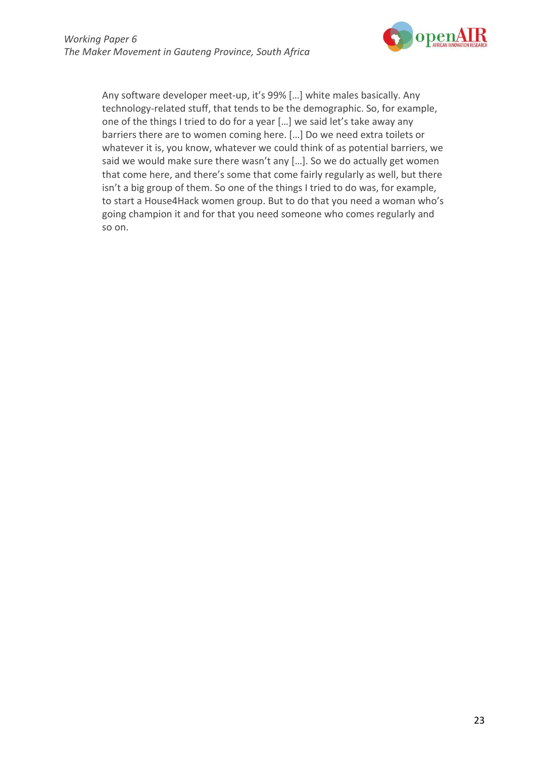> Any software developer meet-up, it's 99% […] white males basically. Any technology-related stuff, that tends to be the demographic. So, for example, one of the things I tried to do for a year […] we said let's take away any barriers there are to women coming here. […] Do we need extra toilets or whatever it is, you know, whatever we could think of as potential barriers, we said we would make sure there wasn't any […]. So we do actually get women that come here, and there's some that come fairly regularly as well, but there isn't a big group of them. So one of the things I tried to do was, for example, to start a House4Hack women group. But to do that you need a woman who's going champion it and for that you need someone who comes regularly and so on.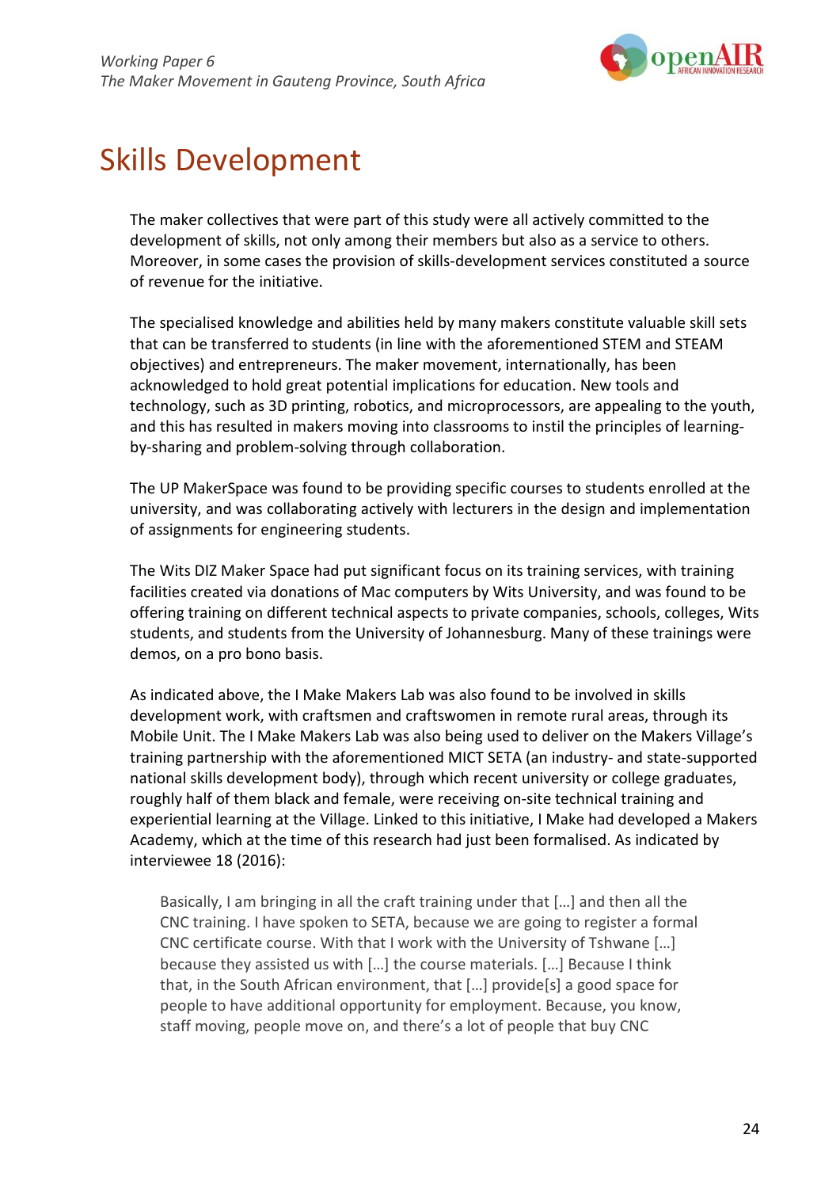# Skills Development

The maker collectives that were part of this study were all actively committed to the development of skills, not only among their members but also as a service to others. Moreover, in some cases the provision of skills-development services constituted a source of revenue for the initiative.

The specialised knowledge and abilities held by many makers constitute valuable skill sets that can be transferred to students (in line with the aforementioned STEM and STEAM objectives) and entrepreneurs. The maker movement, internationally, has been acknowledged to hold great potential implications for education. New tools and technology, such as 3D printing, robotics, and microprocessors, are appealing to the youth, and this has resulted in makers moving into classrooms to instil the principles of learning-by-sharing and problem-solving through collaboration.

The UP MakerSpace was found to be providing specific courses to students enrolled at the university, and was collaborating actively with lecturers in the design and implementation of assignments for engineering students.

The Wits DIZ Maker Space had put significant focus on its training services, with training facilities created via donations of Mac computers by Wits University, and was found to be offering training on different technical aspects to private companies, schools, colleges, Wits students, and students from the University of Johannesburg. Many of these trainings were demos, on a pro bono basis.

As indicated above, the I Make Makers Lab was also found to be involved in skills development work, with craftsmen and craftswomen in remote rural areas, through its Mobile Unit. The I Make Makers Lab was also being used to deliver on the Makers Village's training partnership with the aforementioned MICT SETA (an industry- and state-supported national skills development body), through which recent university or college graduates, roughly half of them black and female, were receiving on-site technical training and experiential learning at the Village. Linked to this initiative, I Make had developed a Makers Academy, which at the time of this research had just been formalised. As indicated by interviewee 18 (2016):

> Basically, I am bringing in all the craft training under that […] and then all the CNC training. I have spoken to SETA, because we are going to register a formal CNC certificate course. With that I work with the University of Tshwane […] because they assisted us with […] the course materials. […] Because I think that, in the South African environment, that […] provide[s] a good space for people to have additional opportunity for employment. Because, you know, staff moving, people move on, and there's a lot of people that buy CNC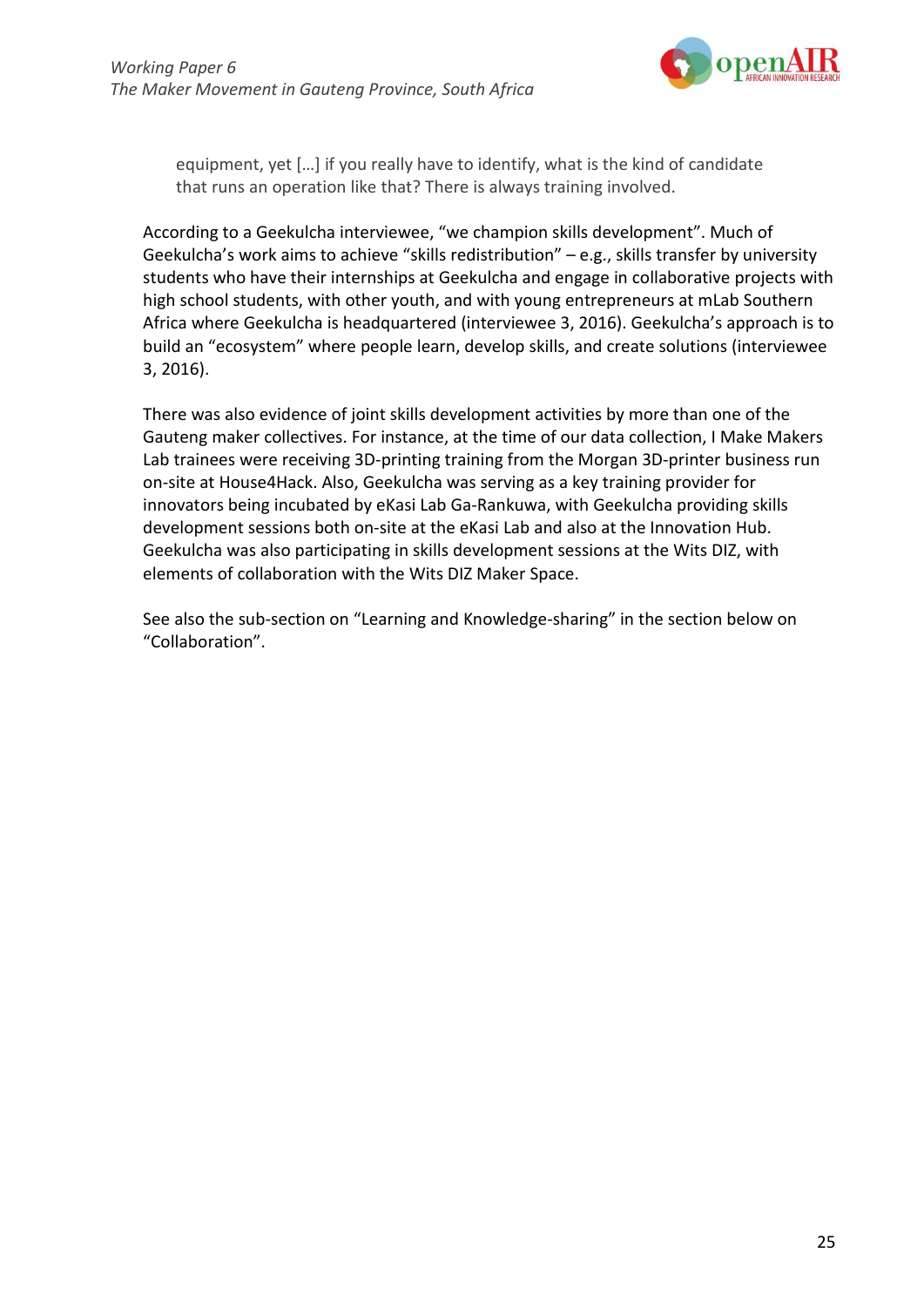> equipment, yet […] if you really have to identify, what is the kind of candidate that runs an operation like that? There is always training involved.

According to a Geekulcha interviewee, "we champion skills development". Much of Geekulcha's work aims to achieve "skills redistribution" – e.g., skills transfer by university students who have their internships at Geekulcha and engage in collaborative projects with high school students, with other youth, and with young entrepreneurs at mLab Southern Africa where Geekulcha is headquartered (interviewee 3, 2016). Geekulcha's approach is to build an "ecosystem" where people learn, develop skills, and create solutions (interviewee 3, 2016).

There was also evidence of joint skills development activities by more than one of the Gauteng maker collectives. For instance, at the time of our data collection, I Make Makers Lab trainees were receiving 3D-printing training from the Morgan 3D-printer business run on-site at House4Hack. Also, Geekulcha was serving as a key training provider for innovators being incubated by eKasi Lab Ga-Rankuwa, with Geekulcha providing skills development sessions both on-site at the eKasi Lab and also at the Innovation Hub. Geekulcha was also participating in skills development sessions at the Wits DIZ, with elements of collaboration with the Wits DIZ Maker Space.

See also the sub-section on "Learning and Knowledge-sharing" in the section below on "Collaboration".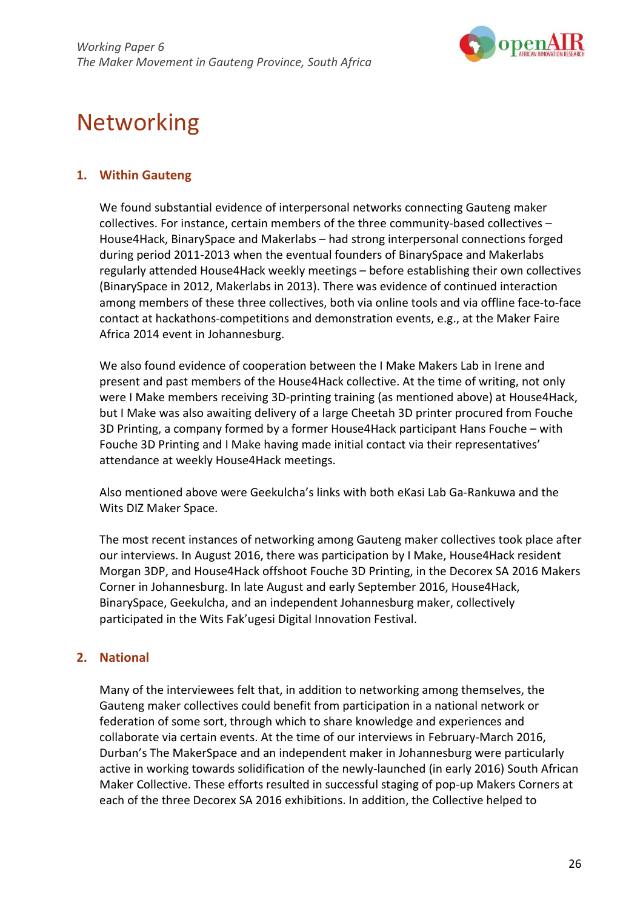# Networking

## 1. Within Gauteng

We found substantial evidence of interpersonal networks connecting Gauteng maker collectives. For instance, certain members of the three community-based collectives – House4Hack, BinarySpace and Makerlabs – had strong interpersonal connections forged during period 2011-2013 when the eventual founders of BinarySpace and Makerlabs regularly attended House4Hack weekly meetings – before establishing their own collectives (BinarySpace in 2012, Makerlabs in 2013). There was evidence of continued interaction among members of these three collectives, both via online tools and via offline face-to-face contact at hackathons-competitions and demonstration events, e.g., at the Maker Faire Africa 2014 event in Johannesburg.

We also found evidence of cooperation between the I Make Makers Lab in Irene and present and past members of the House4Hack collective. At the time of writing, not only were I Make members receiving 3D-printing training (as mentioned above) at House4Hack, but I Make was also awaiting delivery of a large Cheetah 3D printer procured from Fouche 3D Printing, a company formed by a former House4Hack participant Hans Fouche – with Fouche 3D Printing and I Make having made initial contact via their representatives' attendance at weekly House4Hack meetings.

Also mentioned above were Geekulcha's links with both eKasi Lab Ga-Rankuwa and the Wits DIZ Maker Space.

The most recent instances of networking among Gauteng maker collectives took place after our interviews. In August 2016, there was participation by I Make, House4Hack resident Morgan 3DP, and House4Hack offshoot Fouche 3D Printing, in the Decorex SA 2016 Makers Corner in Johannesburg. In late August and early September 2016, House4Hack, BinarySpace, Geekulcha, and an independent Johannesburg maker, collectively participated in the Wits Fak'ugesi Digital Innovation Festival.

## 2. National

Many of the interviewees felt that, in addition to networking among themselves, the Gauteng maker collectives could benefit from participation in a national network or federation of some sort, through which to share knowledge and experiences and collaborate via certain events. At the time of our interviews in February-March 2016, Durban's The MakerSpace and an independent maker in Johannesburg were particularly active in working towards solidification of the newly-launched (in early 2016) South African Maker Collective. These efforts resulted in successful staging of pop-up Makers Corners at each of the three Decorex SA 2016 exhibitions. In addition, the Collective helped to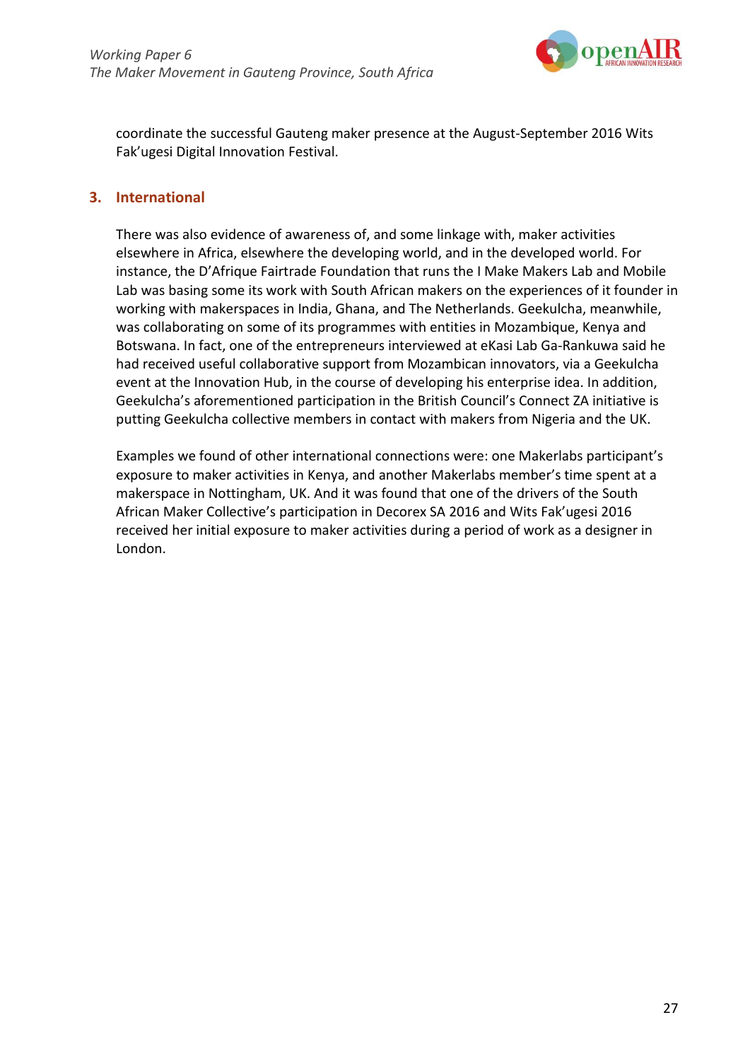coordinate the successful Gauteng maker presence at the August-September 2016 Wits Fak'ugesi Digital Innovation Festival.

## 3. International

There was also evidence of awareness of, and some linkage with, maker activities elsewhere in Africa, elsewhere the developing world, and in the developed world. For instance, the D'Afrique Fairtrade Foundation that runs the I Make Makers Lab and Mobile Lab was basing some its work with South African makers on the experiences of it founder in working with makerspaces in India, Ghana, and The Netherlands. Geekulcha, meanwhile, was collaborating on some of its programmes with entities in Mozambique, Kenya and Botswana. In fact, one of the entrepreneurs interviewed at eKasi Lab Ga-Rankuwa said he had received useful collaborative support from Mozambican innovators, via a Geekulcha event at the Innovation Hub, in the course of developing his enterprise idea. In addition, Geekulcha's aforementioned participation in the British Council's Connect ZA initiative is putting Geekulcha collective members in contact with makers from Nigeria and the UK.

Examples we found of other international connections were: one Makerlabs participant's exposure to maker activities in Kenya, and another Makerlabs member's time spent at a makerspace in Nottingham, UK. And it was found that one of the drivers of the South African Maker Collective's participation in Decorex SA 2016 and Wits Fak'ugesi 2016 received her initial exposure to maker activities during a period of work as a designer in London.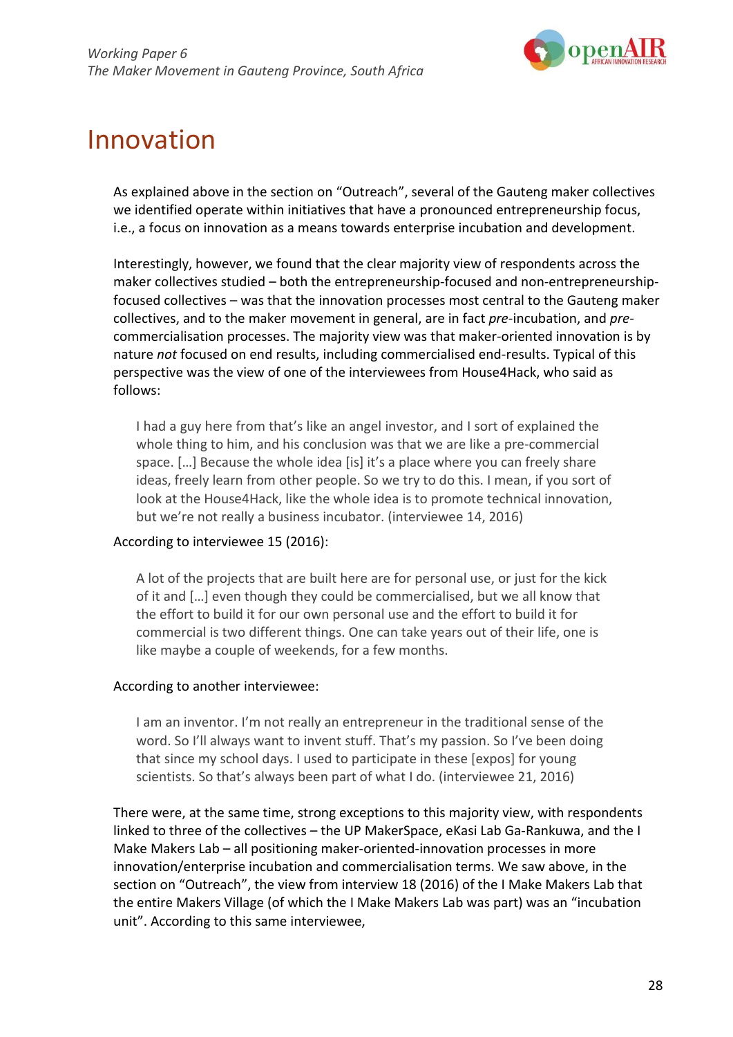# Innovation

As explained above in the section on "Outreach", several of the Gauteng maker collectives we identified operate within initiatives that have a pronounced entrepreneurship focus, i.e., a focus on innovation as a means towards enterprise incubation and development.

Interestingly, however, we found that the clear majority view of respondents across the maker collectives studied – both the entrepreneurship-focused and non-entrepreneurship-focused collectives – was that the innovation processes most central to the Gauteng maker collectives, and to the maker movement in general, are in fact *pre*-incubation, and *pre*-commercialisation processes. The majority view was that maker-oriented innovation is by nature *not* focused on end results, including commercialised end-results. Typical of this perspective was the view of one of the interviewees from House4Hack, who said as follows:

> I had a guy here from that's like an angel investor, and I sort of explained the whole thing to him, and his conclusion was that we are like a pre-commercial space. […] Because the whole idea [is] it's a place where you can freely share ideas, freely learn from other people. So we try to do this. I mean, if you sort of look at the House4Hack, like the whole idea is to promote technical innovation, but we're not really a business incubator. (interviewee 14, 2016)

According to interviewee 15 (2016):

> A lot of the projects that are built here are for personal use, or just for the kick of it and […] even though they could be commercialised, but we all know that the effort to build it for our own personal use and the effort to build it for commercial is two different things. One can take years out of their life, one is like maybe a couple of weekends, for a few months.

According to another interviewee:

> I am an inventor. I'm not really an entrepreneur in the traditional sense of the word. So I'll always want to invent stuff. That's my passion. So I've been doing that since my school days. I used to participate in these [expos] for young scientists. So that's always been part of what I do. (interviewee 21, 2016)

There were, at the same time, strong exceptions to this majority view, with respondents linked to three of the collectives – the UP MakerSpace, eKasi Lab Ga-Rankuwa, and the I Make Makers Lab – all positioning maker-oriented-innovation processes in more innovation/enterprise incubation and commercialisation terms. We saw above, in the section on "Outreach", the view from interview 18 (2016) of the I Make Makers Lab that the entire Makers Village (of which the I Make Makers Lab was part) was an "incubation unit". According to this same interviewee,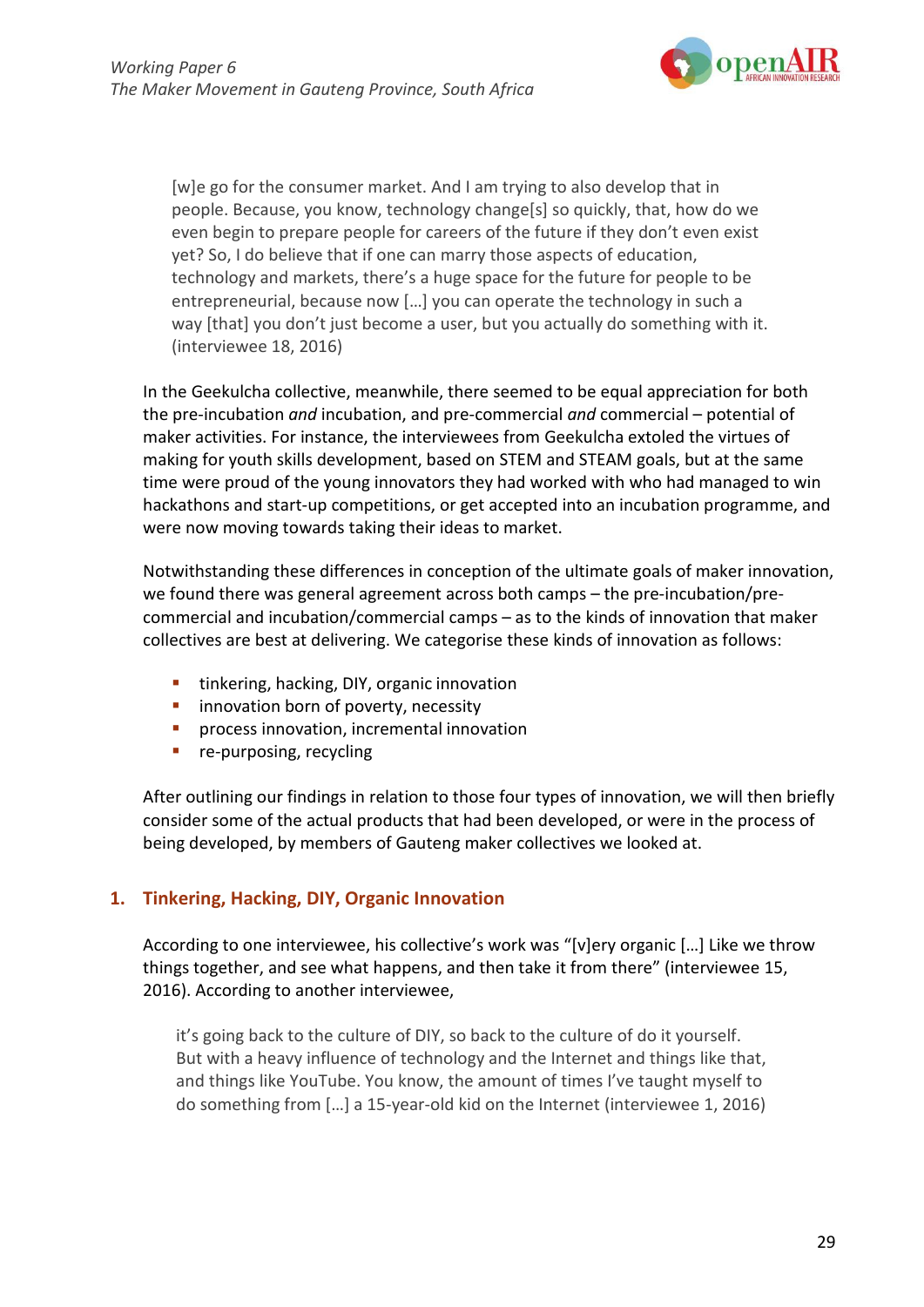> [w]e go for the consumer market. And I am trying to also develop that in people. Because, you know, technology change[s] so quickly, that, how do we even begin to prepare people for careers of the future if they don't even exist yet? So, I do believe that if one can marry those aspects of education, technology and markets, there's a huge space for the future for people to be entrepreneurial, because now […] you can operate the technology in such a way [that] you don't just become a user, but you actually do something with it. (interviewee 18, 2016)

In the Geekulcha collective, meanwhile, there seemed to be equal appreciation for both the pre-incubation *and* incubation, and pre-commercial *and* commercial – potential of maker activities. For instance, the interviewees from Geekulcha extoled the virtues of making for youth skills development, based on STEM and STEAM goals, but at the same time were proud of the young innovators they had worked with who had managed to win hackathons and start-up competitions, or get accepted into an incubation programme, and were now moving towards taking their ideas to market.

Notwithstanding these differences in conception of the ultimate goals of maker innovation, we found there was general agreement across both camps – the pre-incubation/pre-commercial and incubation/commercial camps – as to the kinds of innovation that maker collectives are best at delivering. We categorise these kinds of innovation as follows:

- tinkering, hacking, DIY, organic innovation
- innovation born of poverty, necessity
- process innovation, incremental innovation
- re-purposing, recycling

After outlining our findings in relation to those four types of innovation, we will then briefly consider some of the actual products that had been developed, or were in the process of being developed, by members of Gauteng maker collectives we looked at.

## 1. Tinkering, Hacking, DIY, Organic Innovation

According to one interviewee, his collective's work was "[v]ery organic […] Like we throw things together, and see what happens, and then take it from there" (interviewee 15, 2016). According to another interviewee,

> it's going back to the culture of DIY, so back to the culture of do it yourself. But with a heavy influence of technology and the Internet and things like that, and things like YouTube. You know, the amount of times I've taught myself to do something from […] a 15-year-old kid on the Internet (interviewee 1, 2016)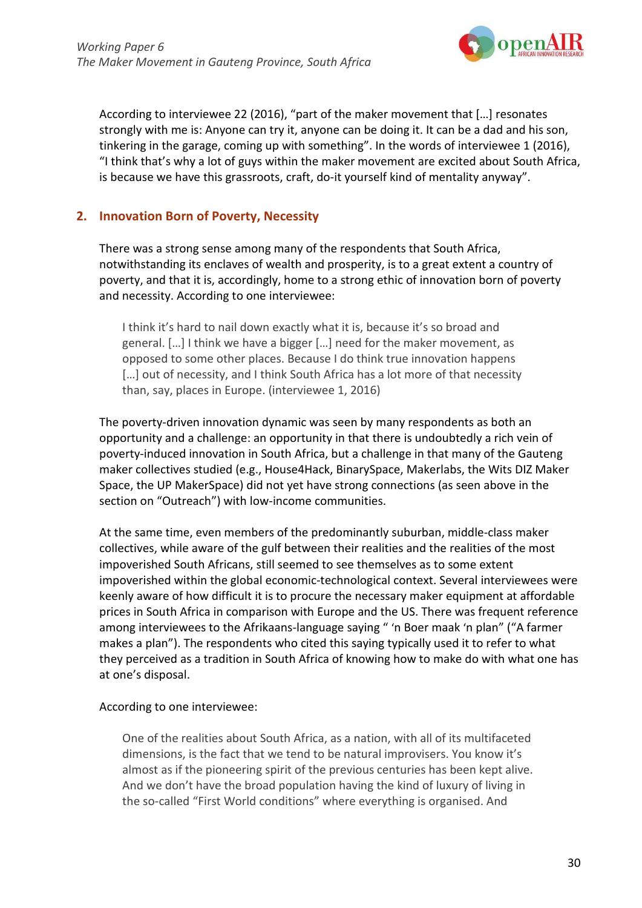According to interviewee 22 (2016), "part of the maker movement that […] resonates strongly with me is: Anyone can try it, anyone can be doing it. It can be a dad and his son, tinkering in the garage, coming up with something". In the words of interviewee 1 (2016), "I think that's why a lot of guys within the maker movement are excited about South Africa, is because we have this grassroots, craft, do-it yourself kind of mentality anyway".

## 2. Innovation Born of Poverty, Necessity

There was a strong sense among many of the respondents that South Africa, notwithstanding its enclaves of wealth and prosperity, is to a great extent a country of poverty, and that it is, accordingly, home to a strong ethic of innovation born of poverty and necessity. According to one interviewee:

> I think it's hard to nail down exactly what it is, because it's so broad and general. […] I think we have a bigger […] need for the maker movement, as opposed to some other places. Because I do think true innovation happens […] out of necessity, and I think South Africa has a lot more of that necessity than, say, places in Europe. (interviewee 1, 2016)

The poverty-driven innovation dynamic was seen by many respondents as both an opportunity and a challenge: an opportunity in that there is undoubtedly a rich vein of poverty-induced innovation in South Africa, but a challenge in that many of the Gauteng maker collectives studied (e.g., House4Hack, BinarySpace, Makerlabs, the Wits DIZ Maker Space, the UP MakerSpace) did not yet have strong connections (as seen above in the section on "Outreach") with low-income communities.

At the same time, even members of the predominantly suburban, middle-class maker collectives, while aware of the gulf between their realities and the realities of the most impoverished South Africans, still seemed to see themselves as to some extent impoverished within the global economic-technological context. Several interviewees were keenly aware of how difficult it is to procure the necessary maker equipment at affordable prices in South Africa in comparison with Europe and the US. There was frequent reference among interviewees to the Afrikaans-language saying " 'n Boer maak 'n plan" ("A farmer makes a plan"). The respondents who cited this saying typically used it to refer to what they perceived as a tradition in South Africa of knowing how to make do with what one has at one's disposal.

According to one interviewee:

> One of the realities about South Africa, as a nation, with all of its multifaceted dimensions, is the fact that we tend to be natural improvisers. You know it's almost as if the pioneering spirit of the previous centuries has been kept alive. And we don't have the broad population having the kind of luxury of living in the so-called "First World conditions" where everything is organised. And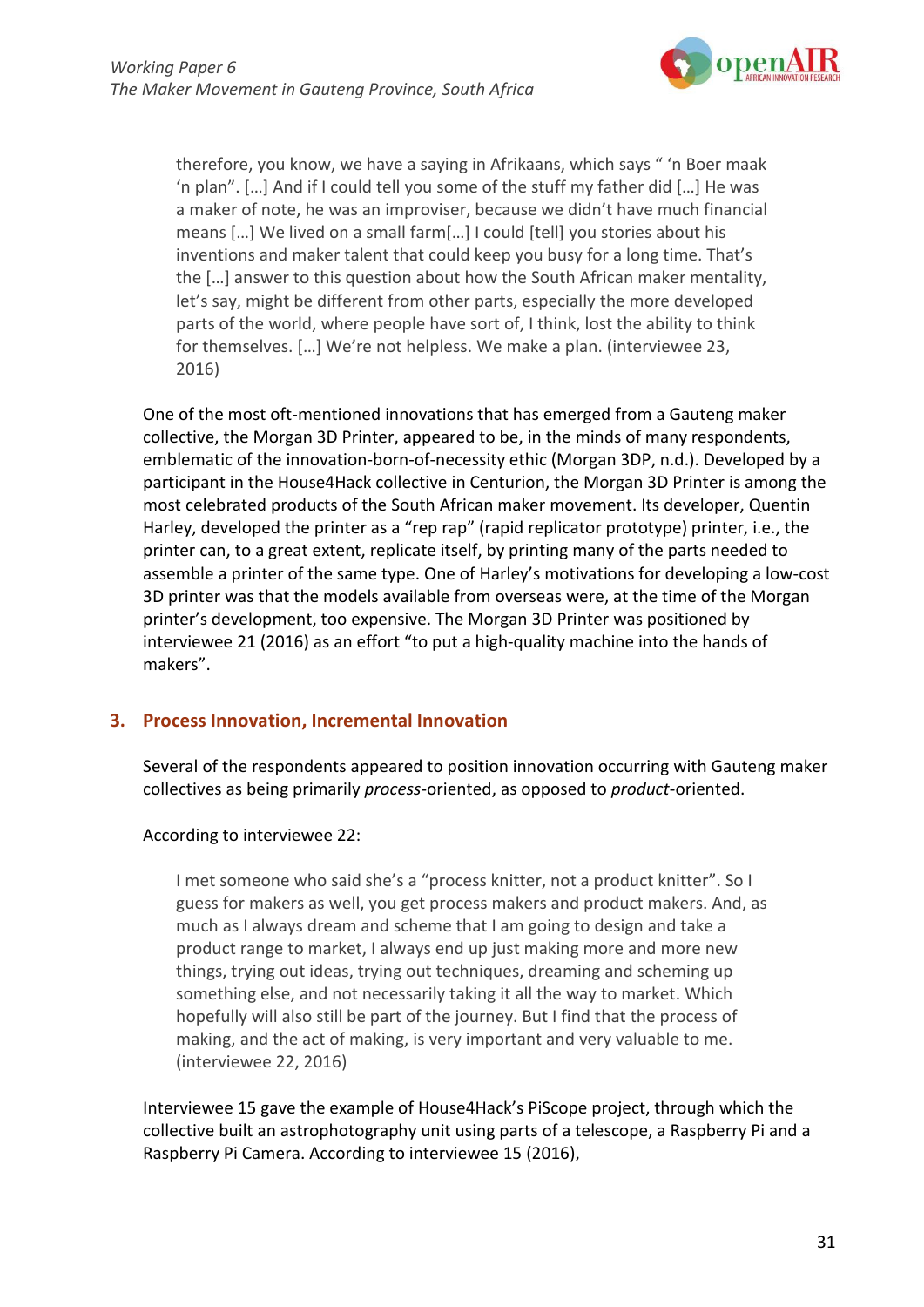> therefore, you know, we have a saying in Afrikaans, which says " 'n Boer maak 'n plan". […] And if I could tell you some of the stuff my father did […] He was a maker of note, he was an improviser, because we didn't have much financial means […] We lived on a small farm[…] I could [tell] you stories about his inventions and maker talent that could keep you busy for a long time. That's the […] answer to this question about how the South African maker mentality, let's say, might be different from other parts, especially the more developed parts of the world, where people have sort of, I think, lost the ability to think for themselves. […] We're not helpless. We make a plan. (interviewee 23, 2016)

One of the most oft-mentioned innovations that has emerged from a Gauteng maker collective, the Morgan 3D Printer, appeared to be, in the minds of many respondents, emblematic of the innovation-born-of-necessity ethic (Morgan 3DP, n.d.). Developed by a participant in the House4Hack collective in Centurion, the Morgan 3D Printer is among the most celebrated products of the South African maker movement. Its developer, Quentin Harley, developed the printer as a "rep rap" (rapid replicator prototype) printer, i.e., the printer can, to a great extent, replicate itself, by printing many of the parts needed to assemble a printer of the same type. One of Harley's motivations for developing a low-cost 3D printer was that the models available from overseas were, at the time of the Morgan printer's development, too expensive. The Morgan 3D Printer was positioned by interviewee 21 (2016) as an effort "to put a high-quality machine into the hands of makers".

## 3. Process Innovation, Incremental Innovation

Several of the respondents appeared to position innovation occurring with Gauteng maker collectives as being primarily *process*-oriented, as opposed to *product*-oriented.

According to interviewee 22:

> I met someone who said she's a "process knitter, not a product knitter". So I guess for makers as well, you get process makers and product makers. And, as much as I always dream and scheme that I am going to design and take a product range to market, I always end up just making more and more new things, trying out ideas, trying out techniques, dreaming and scheming up something else, and not necessarily taking it all the way to market. Which hopefully will also still be part of the journey. But I find that the process of making, and the act of making, is very important and very valuable to me. (interviewee 22, 2016)

Interviewee 15 gave the example of House4Hack's PiScope project, through which the collective built an astrophotography unit using parts of a telescope, a Raspberry Pi and a Raspberry Pi Camera. According to interviewee 15 (2016),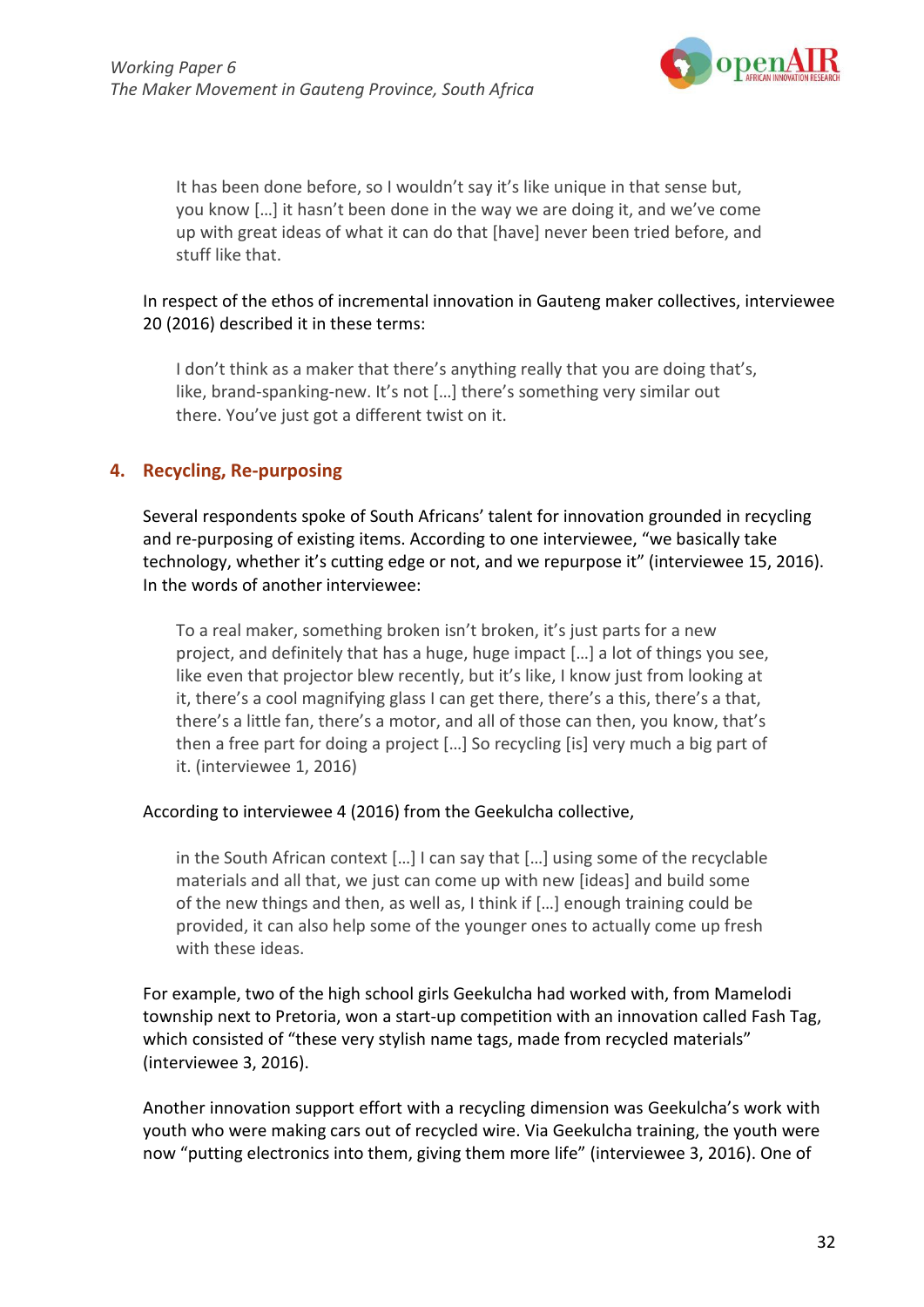> It has been done before, so I wouldn't say it's like unique in that sense but, you know […] it hasn't been done in the way we are doing it, and we've come up with great ideas of what it can do that [have] never been tried before, and stuff like that.

In respect of the ethos of incremental innovation in Gauteng maker collectives, interviewee 20 (2016) described it in these terms:

> I don't think as a maker that there's anything really that you are doing that's, like, brand-spanking-new. It's not […] there's something very similar out there. You've just got a different twist on it.

## 4. Recycling, Re-purposing

Several respondents spoke of South Africans' talent for innovation grounded in recycling and re-purposing of existing items. According to one interviewee, "we basically take technology, whether it's cutting edge or not, and we repurpose it" (interviewee 15, 2016). In the words of another interviewee:

> To a real maker, something broken isn't broken, it's just parts for a new project, and definitely that has a huge, huge impact […] a lot of things you see, like even that projector blew recently, but it's like, I know just from looking at it, there's a cool magnifying glass I can get there, there's a this, there's a that, there's a little fan, there's a motor, and all of those can then, you know, that's then a free part for doing a project […] So recycling [is] very much a big part of it. (interviewee 1, 2016)

According to interviewee 4 (2016) from the Geekulcha collective,

> in the South African context […] I can say that […] using some of the recyclable materials and all that, we just can come up with new [ideas] and build some of the new things and then, as well as, I think if […] enough training could be provided, it can also help some of the younger ones to actually come up fresh with these ideas.

For example, two of the high school girls Geekulcha had worked with, from Mamelodi township next to Pretoria, won a start-up competition with an innovation called Fash Tag, which consisted of "these very stylish name tags, made from recycled materials" (interviewee 3, 2016).

Another innovation support effort with a recycling dimension was Geekulcha's work with youth who were making cars out of recycled wire. Via Geekulcha training, the youth were now "putting electronics into them, giving them more life" (interviewee 3, 2016). One of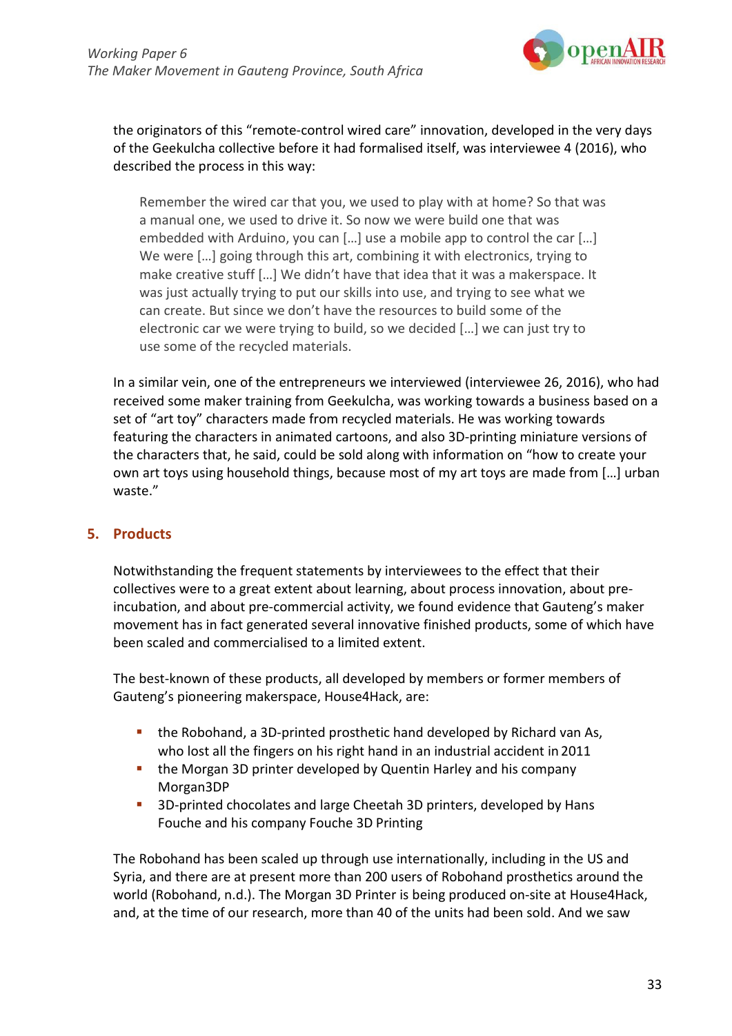the originators of this "remote-control wired care" innovation, developed in the very days of the Geekulcha collective before it had formalised itself, was interviewee 4 (2016), who described the process in this way:

> Remember the wired car that you, we used to play with at home? So that was a manual one, we used to drive it. So now we were build one that was embedded with Arduino, you can […] use a mobile app to control the car […] We were […] going through this art, combining it with electronics, trying to make creative stuff […] We didn't have that idea that it was a makerspace. It was just actually trying to put our skills into use, and trying to see what we can create. But since we don't have the resources to build some of the electronic car we were trying to build, so we decided […] we can just try to use some of the recycled materials.

In a similar vein, one of the entrepreneurs we interviewed (interviewee 26, 2016), who had received some maker training from Geekulcha, was working towards a business based on a set of "art toy" characters made from recycled materials. He was working towards featuring the characters in animated cartoons, and also 3D-printing miniature versions of the characters that, he said, could be sold along with information on "how to create your own art toys using household things, because most of my art toys are made from […] urban waste."

## 5. Products

Notwithstanding the frequent statements by interviewees to the effect that their collectives were to a great extent about learning, about process innovation, about pre-incubation, and about pre-commercial activity, we found evidence that Gauteng's maker movement has in fact generated several innovative finished products, some of which have been scaled and commercialised to a limited extent.

The best-known of these products, all developed by members or former members of Gauteng's pioneering makerspace, House4Hack, are:

- the Robohand, a 3D-printed prosthetic hand developed by Richard van As, who lost all the fingers on his right hand in an industrial accident in 2011
- the Morgan 3D printer developed by Quentin Harley and his company Morgan3DP
- 3D-printed chocolates and large Cheetah 3D printers, developed by Hans Fouche and his company Fouche 3D Printing

The Robohand has been scaled up through use internationally, including in the US and Syria, and there are at present more than 200 users of Robohand prosthetics around the world (Robohand, n.d.). The Morgan 3D Printer is being produced on-site at House4Hack, and, at the time of our research, more than 40 of the units had been sold. And we saw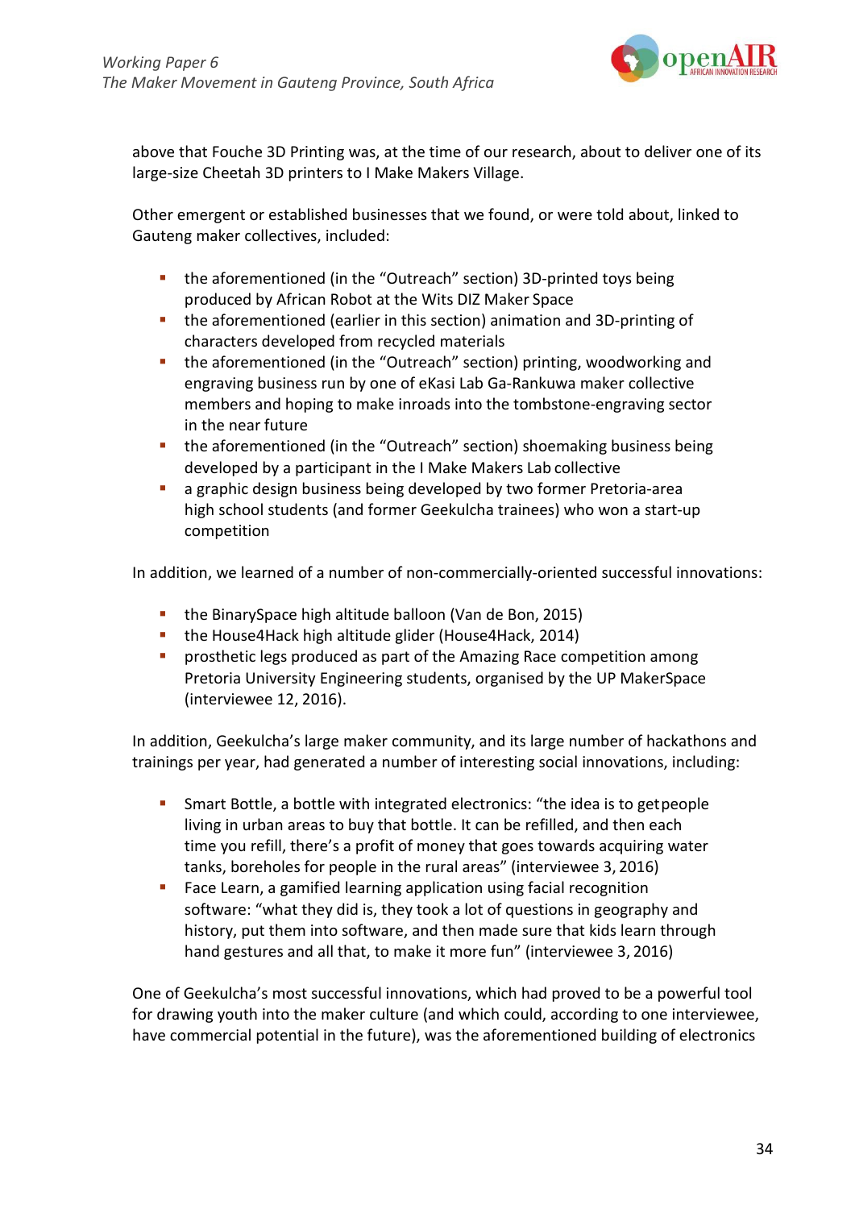above that Fouche 3D Printing was, at the time of our research, about to deliver one of its large-size Cheetah 3D printers to I Make Makers Village.

Other emergent or established businesses that we found, or were told about, linked to Gauteng maker collectives, included:

- the aforementioned (in the "Outreach" section) 3D-printed toys being produced by African Robot at the Wits DIZ Maker Space
- the aforementioned (earlier in this section) animation and 3D-printing of characters developed from recycled materials
- the aforementioned (in the "Outreach" section) printing, woodworking and engraving business run by one of eKasi Lab Ga-Rankuwa maker collective members and hoping to make inroads into the tombstone-engraving sector in the near future
- the aforementioned (in the "Outreach" section) shoemaking business being developed by a participant in the I Make Makers Lab collective
- a graphic design business being developed by two former Pretoria-area high school students (and former Geekulcha trainees) who won a start-up competition

In addition, we learned of a number of non-commercially-oriented successful innovations:

- the BinarySpace high altitude balloon (Van de Bon, 2015)
- the House4Hack high altitude glider (House4Hack, 2014)
- prosthetic legs produced as part of the Amazing Race competition among Pretoria University Engineering students, organised by the UP MakerSpace (interviewee 12, 2016).

In addition, Geekulcha's large maker community, and its large number of hackathons and trainings per year, had generated a number of interesting social innovations, including:

- Smart Bottle, a bottle with integrated electronics: "the idea is to get people living in urban areas to buy that bottle. It can be refilled, and then each time you refill, there's a profit of money that goes towards acquiring water tanks, boreholes for people in the rural areas" (interviewee 3, 2016)
- Face Learn, a gamified learning application using facial recognition software: "what they did is, they took a lot of questions in geography and history, put them into software, and then made sure that kids learn through hand gestures and all that, to make it more fun" (interviewee 3, 2016)

One of Geekulcha's most successful innovations, which had proved to be a powerful tool for drawing youth into the maker culture (and which could, according to one interviewee, have commercial potential in the future), was the aforementioned building of electronics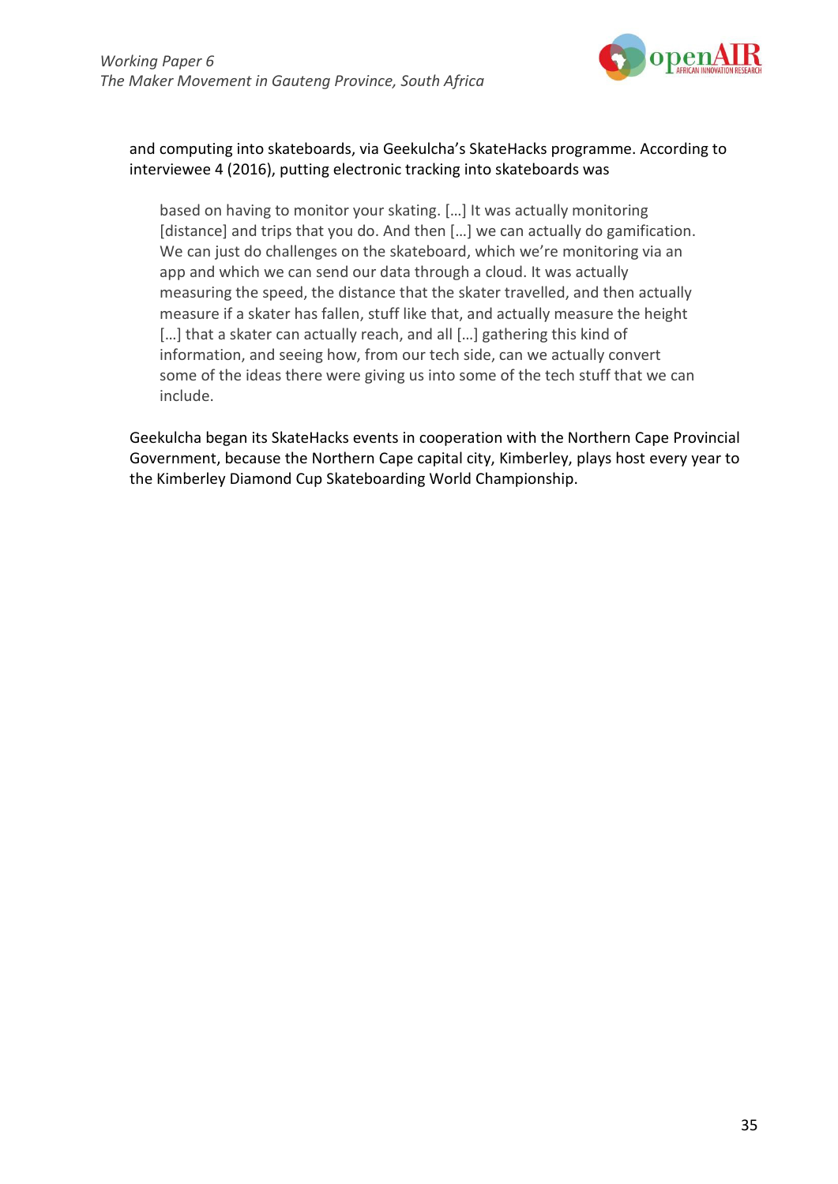and computing into skateboards, via Geekulcha's SkateHacks programme. According to interviewee 4 (2016), putting electronic tracking into skateboards was

> based on having to monitor your skating. […] It was actually monitoring [distance] and trips that you do. And then […] we can actually do gamification. We can just do challenges on the skateboard, which we're monitoring via an app and which we can send our data through a cloud. It was actually measuring the speed, the distance that the skater travelled, and then actually measure if a skater has fallen, stuff like that, and actually measure the height […] that a skater can actually reach, and all […] gathering this kind of information, and seeing how, from our tech side, can we actually convert some of the ideas there were giving us into some of the tech stuff that we can include.

Geekulcha began its SkateHacks events in cooperation with the Northern Cape Provincial Government, because the Northern Cape capital city, Kimberley, plays host every year to the Kimberley Diamond Cup Skateboarding World Championship.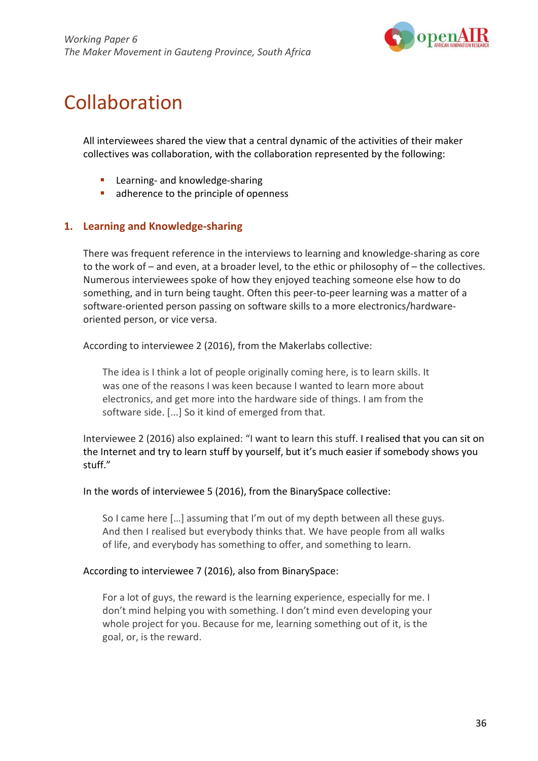# Collaboration

All interviewees shared the view that a central dynamic of the activities of their maker collectives was collaboration, with the collaboration represented by the following:

- Learning- and knowledge-sharing
- adherence to the principle of openness

## 1. Learning and Knowledge-sharing

There was frequent reference in the interviews to learning and knowledge-sharing as core to the work of – and even, at a broader level, to the ethic or philosophy of – the collectives. Numerous interviewees spoke of how they enjoyed teaching someone else how to do something, and in turn being taught. Often this peer-to-peer learning was a matter of a software-oriented person passing on software skills to a more electronics/hardware-oriented person, or vice versa.

According to interviewee 2 (2016), from the Makerlabs collective:

> The idea is I think a lot of people originally coming here, is to learn skills. It was one of the reasons I was keen because I wanted to learn more about electronics, and get more into the hardware side of things. I am from the software side. [...] So it kind of emerged from that.

Interviewee 2 (2016) also explained: "I want to learn this stuff. I realised that you can sit on the Internet and try to learn stuff by yourself, but it's much easier if somebody shows you stuff."

In the words of interviewee 5 (2016), from the BinarySpace collective:

> So I came here […] assuming that I'm out of my depth between all these guys. And then I realised but everybody thinks that. We have people from all walks of life, and everybody has something to offer, and something to learn.

According to interviewee 7 (2016), also from BinarySpace:

> For a lot of guys, the reward is the learning experience, especially for me. I don't mind helping you with something. I don't mind even developing your whole project for you. Because for me, learning something out of it, is the goal, or, is the reward.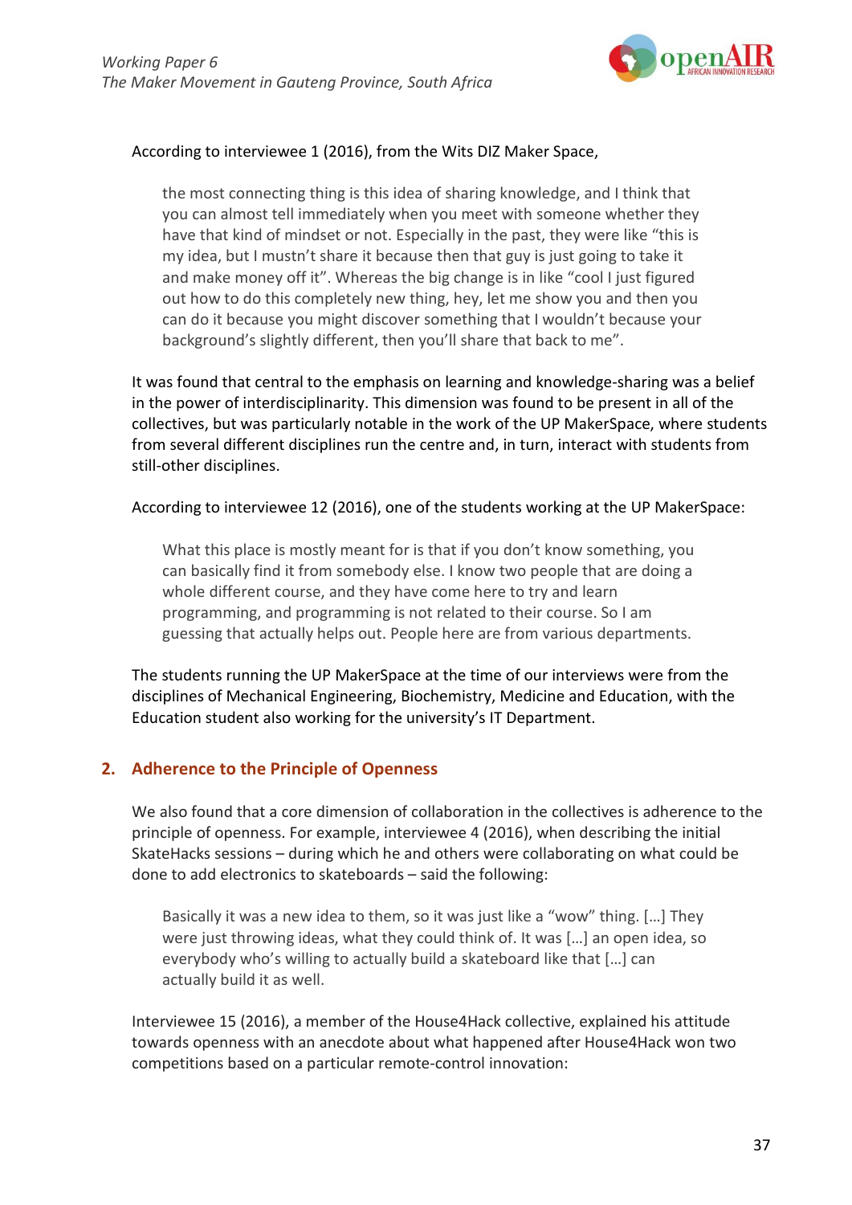According to interviewee 1 (2016), from the Wits DIZ Maker Space,

> the most connecting thing is this idea of sharing knowledge, and I think that you can almost tell immediately when you meet with someone whether they have that kind of mindset or not. Especially in the past, they were like "this is my idea, but I mustn't share it because then that guy is just going to take it and make money off it". Whereas the big change is in like "cool I just figured out how to do this completely new thing, hey, let me show you and then you can do it because you might discover something that I wouldn't because your background's slightly different, then you'll share that back to me".

It was found that central to the emphasis on learning and knowledge-sharing was a belief in the power of interdisciplinarity. This dimension was found to be present in all of the collectives, but was particularly notable in the work of the UP MakerSpace, where students from several different disciplines run the centre and, in turn, interact with students from still-other disciplines.

According to interviewee 12 (2016), one of the students working at the UP MakerSpace:

> What this place is mostly meant for is that if you don't know something, you can basically find it from somebody else. I know two people that are doing a whole different course, and they have come here to try and learn programming, and programming is not related to their course. So I am guessing that actually helps out. People here are from various departments.

The students running the UP MakerSpace at the time of our interviews were from the disciplines of Mechanical Engineering, Biochemistry, Medicine and Education, with the Education student also working for the university's IT Department.

## 2. Adherence to the Principle of Openness

We also found that a core dimension of collaboration in the collectives is adherence to the principle of openness. For example, interviewee 4 (2016), when describing the initial SkateHacks sessions – during which he and others were collaborating on what could be done to add electronics to skateboards – said the following:

> Basically it was a new idea to them, so it was just like a "wow" thing. […] They were just throwing ideas, what they could think of. It was […] an open idea, so everybody who's willing to actually build a skateboard like that […] can actually build it as well.

Interviewee 15 (2016), a member of the House4Hack collective, explained his attitude towards openness with an anecdote about what happened after House4Hack won two competitions based on a particular remote-control innovation: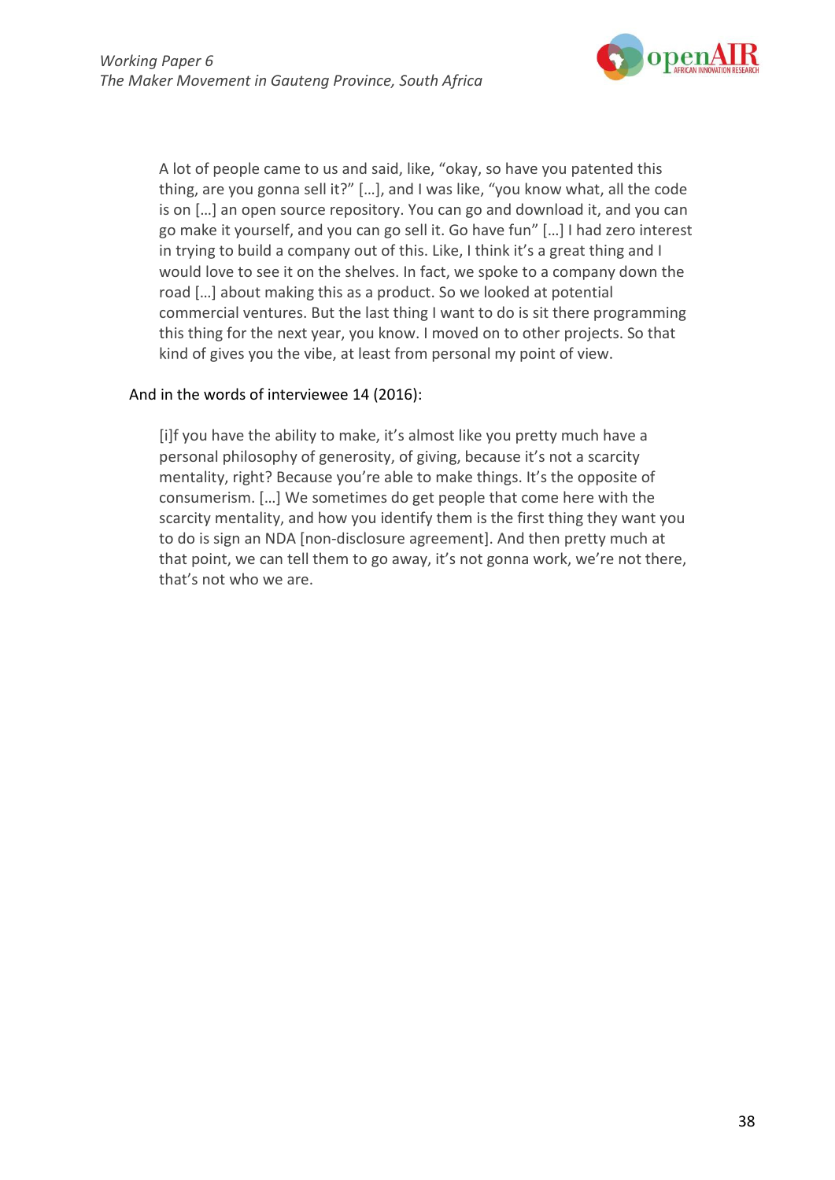> A lot of people came to us and said, like, "okay, so have you patented this thing, are you gonna sell it?" […], and I was like, "you know what, all the code is on […] an open source repository. You can go and download it, and you can go make it yourself, and you can go sell it. Go have fun" […] I had zero interest in trying to build a company out of this. Like, I think it's a great thing and I would love to see it on the shelves. In fact, we spoke to a company down the road […] about making this as a product. So we looked at potential commercial ventures. But the last thing I want to do is sit there programming this thing for the next year, you know. I moved on to other projects. So that kind of gives you the vibe, at least from personal my point of view.

And in the words of interviewee 14 (2016):

> [i]f you have the ability to make, it's almost like you pretty much have a personal philosophy of generosity, of giving, because it's not a scarcity mentality, right? Because you're able to make things. It's the opposite of consumerism. […] We sometimes do get people that come here with the scarcity mentality, and how you identify them is the first thing they want you to do is sign an NDA [non-disclosure agreement]. And then pretty much at that point, we can tell them to go away, it's not gonna work, we're not there, that's not who we are.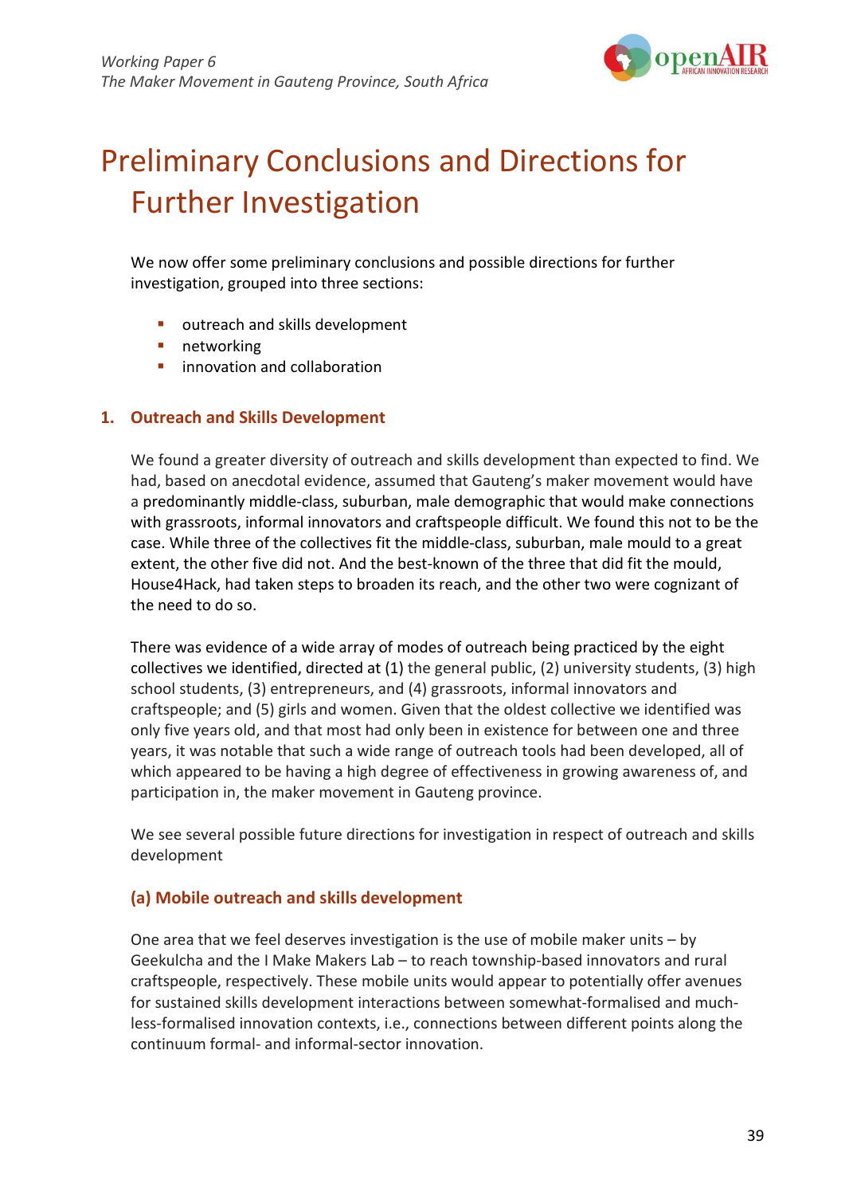# Preliminary Conclusions and Directions for Further Investigation

We now offer some preliminary conclusions and possible directions for further investigation, grouped into three sections:

- outreach and skills development
- networking
- innovation and collaboration

## 1. Outreach and Skills Development

We found a greater diversity of outreach and skills development than expected to find. We had, based on anecdotal evidence, assumed that Gauteng's maker movement would have a predominantly middle-class, suburban, male demographic that would make connections with grassroots, informal innovators and craftspeople difficult. We found this not to be the case. While three of the collectives fit the middle-class, suburban, male mould to a great extent, the other five did not. And the best-known of the three that did fit the mould, House4Hack, had taken steps to broaden its reach, and the other two were cognizant of the need to do so.

There was evidence of a wide array of modes of outreach being practiced by the eight collectives we identified, directed at (1) the general public, (2) university students, (3) high school students, (3) entrepreneurs, and (4) grassroots, informal innovators and craftspeople; and (5) girls and women. Given that the oldest collective we identified was only five years old, and that most had only been in existence for between one and three years, it was notable that such a wide range of outreach tools had been developed, all of which appeared to be having a high degree of effectiveness in growing awareness of, and participation in, the maker movement in Gauteng province.

We see several possible future directions for investigation in respect of outreach and skills development

### (a) Mobile outreach and skills development

One area that we feel deserves investigation is the use of mobile maker units – by Geekulcha and the I Make Makers Lab – to reach township-based innovators and rural craftspeople, respectively. These mobile units would appear to potentially offer avenues for sustained skills development interactions between somewhat-formalised and much-less-formalised innovation contexts, i.e., connections between different points along the continuum formal- and informal-sector innovation.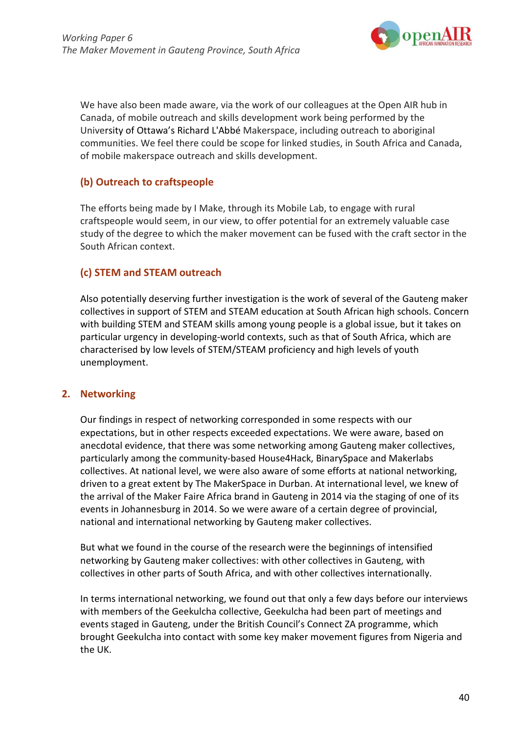We have also been made aware, via the work of our colleagues at the Open AIR hub in Canada, of mobile outreach and skills development work being performed by the University of Ottawa's Richard L'Abbé Makerspace, including outreach to aboriginal communities. We feel there could be scope for linked studies, in South Africa and Canada, of mobile makerspace outreach and skills development.

### (b) Outreach to craftspeople

The efforts being made by I Make, through its Mobile Lab, to engage with rural craftspeople would seem, in our view, to offer potential for an extremely valuable case study of the degree to which the maker movement can be fused with the craft sector in the South African context.

### (c) STEM and STEAM outreach

Also potentially deserving further investigation is the work of several of the Gauteng maker collectives in support of STEM and STEAM education at South African high schools. Concern with building STEM and STEAM skills among young people is a global issue, but it takes on particular urgency in developing-world contexts, such as that of South Africa, which are characterised by low levels of STEM/STEAM proficiency and high levels of youth unemployment.

## 2. Networking

Our findings in respect of networking corresponded in some respects with our expectations, but in other respects exceeded expectations. We were aware, based on anecdotal evidence, that there was some networking among Gauteng maker collectives, particularly among the community-based House4Hack, BinarySpace and Makerlabs collectives. At national level, we were also aware of some efforts at national networking, driven to a great extent by The MakerSpace in Durban. At international level, we knew of the arrival of the Maker Faire Africa brand in Gauteng in 2014 via the staging of one of its events in Johannesburg in 2014. So we were aware of a certain degree of provincial, national and international networking by Gauteng maker collectives.

But what we found in the course of the research were the beginnings of intensified networking by Gauteng maker collectives: with other collectives in Gauteng, with collectives in other parts of South Africa, and with other collectives internationally.

In terms international networking, we found out that only a few days before our interviews with members of the Geekulcha collective, Geekulcha had been part of meetings and events staged in Gauteng, under the British Council's Connect ZA programme, which brought Geekulcha into contact with some key maker movement figures from Nigeria and the UK.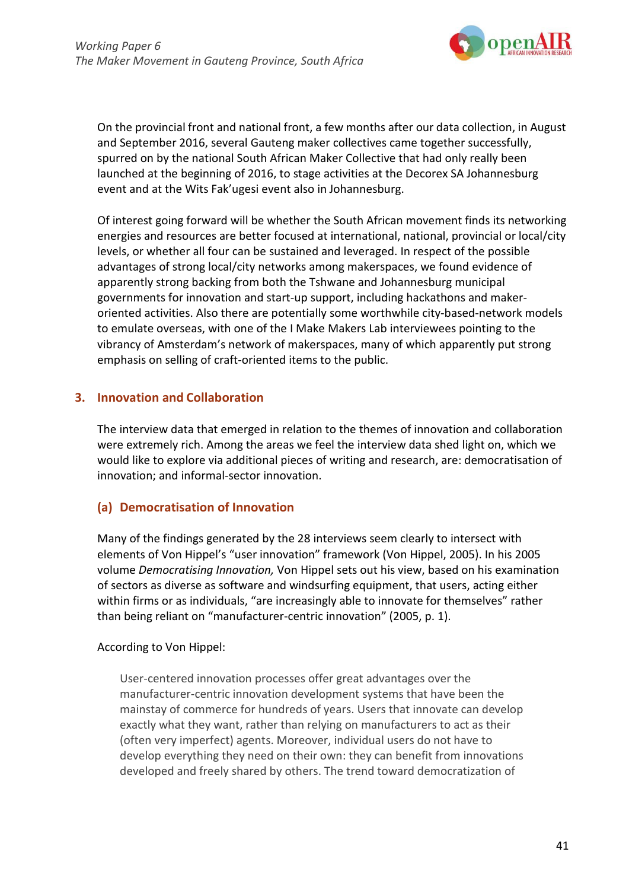On the provincial front and national front, a few months after our data collection, in August and September 2016, several Gauteng maker collectives came together successfully, spurred on by the national South African Maker Collective that had only really been launched at the beginning of 2016, to stage activities at the Decorex SA Johannesburg event and at the Wits Fak'ugesi event also in Johannesburg.

Of interest going forward will be whether the South African movement finds its networking energies and resources are better focused at international, national, provincial or local/city levels, or whether all four can be sustained and leveraged. In respect of the possible advantages of strong local/city networks among makerspaces, we found evidence of apparently strong backing from both the Tshwane and Johannesburg municipal governments for innovation and start-up support, including hackathons and maker-oriented activities. Also there are potentially some worthwhile city-based-network models to emulate overseas, with one of the I Make Makers Lab interviewees pointing to the vibrancy of Amsterdam's network of makerspaces, many of which apparently put strong emphasis on selling of craft-oriented items to the public.

## 3. Innovation and Collaboration

The interview data that emerged in relation to the themes of innovation and collaboration were extremely rich. Among the areas we feel the interview data shed light on, which we would like to explore via additional pieces of writing and research, are: democratisation of innovation; and informal-sector innovation.

### (a) Democratisation of Innovation

Many of the findings generated by the 28 interviews seem clearly to intersect with elements of Von Hippel's "user innovation" framework (Von Hippel, 2005). In his 2005 volume *Democratising Innovation,* Von Hippel sets out his view, based on his examination of sectors as diverse as software and windsurfing equipment, that users, acting either within firms or as individuals, "are increasingly able to innovate for themselves" rather than being reliant on "manufacturer-centric innovation" (2005, p. 1).

According to Von Hippel:

> User-centered innovation processes offer great advantages over the manufacturer-centric innovation development systems that have been the mainstay of commerce for hundreds of years. Users that innovate can develop exactly what they want, rather than relying on manufacturers to act as their (often very imperfect) agents. Moreover, individual users do not have to develop everything they need on their own: they can benefit from innovations developed and freely shared by others. The trend toward democratization of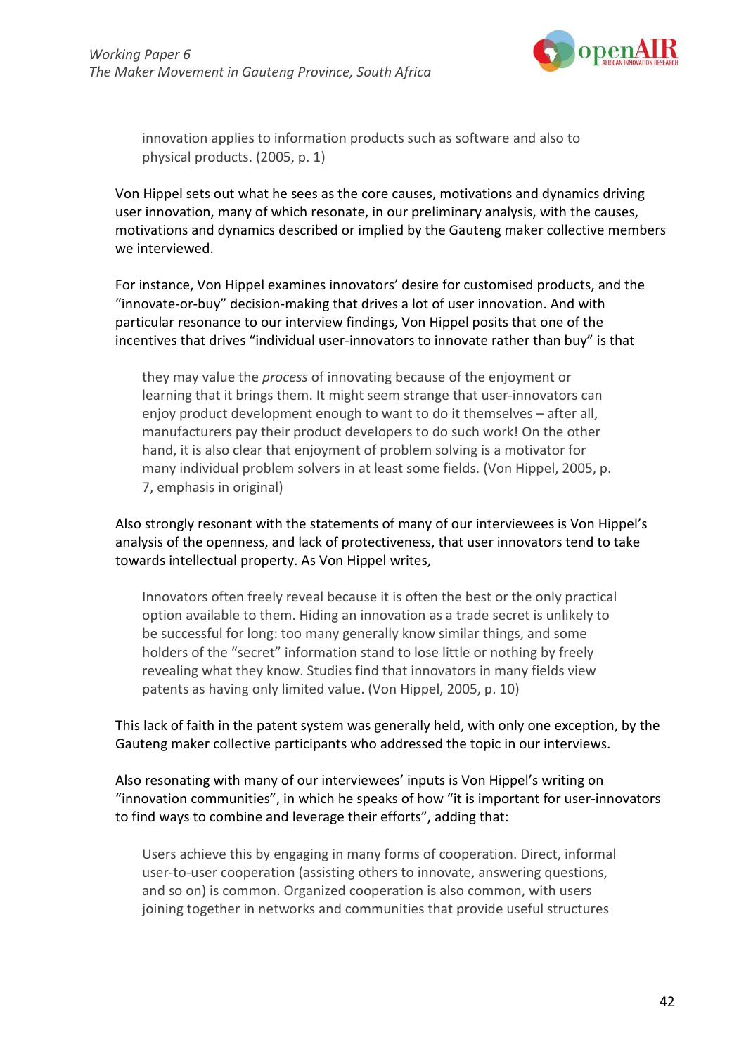> innovation applies to information products such as software and also to physical products. (2005, p. 1)

Von Hippel sets out what he sees as the core causes, motivations and dynamics driving user innovation, many of which resonate, in our preliminary analysis, with the causes, motivations and dynamics described or implied by the Gauteng maker collective members we interviewed.

For instance, Von Hippel examines innovators' desire for customised products, and the "innovate-or-buy" decision-making that drives a lot of user innovation. And with particular resonance to our interview findings, Von Hippel posits that one of the incentives that drives "individual user-innovators to innovate rather than buy" is that

> they may value the *process* of innovating because of the enjoyment or learning that it brings them. It might seem strange that user-innovators can enjoy product development enough to want to do it themselves – after all, manufacturers pay their product developers to do such work! On the other hand, it is also clear that enjoyment of problem solving is a motivator for many individual problem solvers in at least some fields. (Von Hippel, 2005, p. 7, emphasis in original)

Also strongly resonant with the statements of many of our interviewees is Von Hippel's analysis of the openness, and lack of protectiveness, that user innovators tend to take towards intellectual property. As Von Hippel writes,

> Innovators often freely reveal because it is often the best or the only practical option available to them. Hiding an innovation as a trade secret is unlikely to be successful for long: too many generally know similar things, and some holders of the "secret" information stand to lose little or nothing by freely revealing what they know. Studies find that innovators in many fields view patents as having only limited value. (Von Hippel, 2005, p. 10)

This lack of faith in the patent system was generally held, with only one exception, by the Gauteng maker collective participants who addressed the topic in our interviews.

Also resonating with many of our interviewees' inputs is Von Hippel's writing on "innovation communities", in which he speaks of how "it is important for user-innovators to find ways to combine and leverage their efforts", adding that:

> Users achieve this by engaging in many forms of cooperation. Direct, informal user-to-user cooperation (assisting others to innovate, answering questions, and so on) is common. Organized cooperation is also common, with users joining together in networks and communities that provide useful structures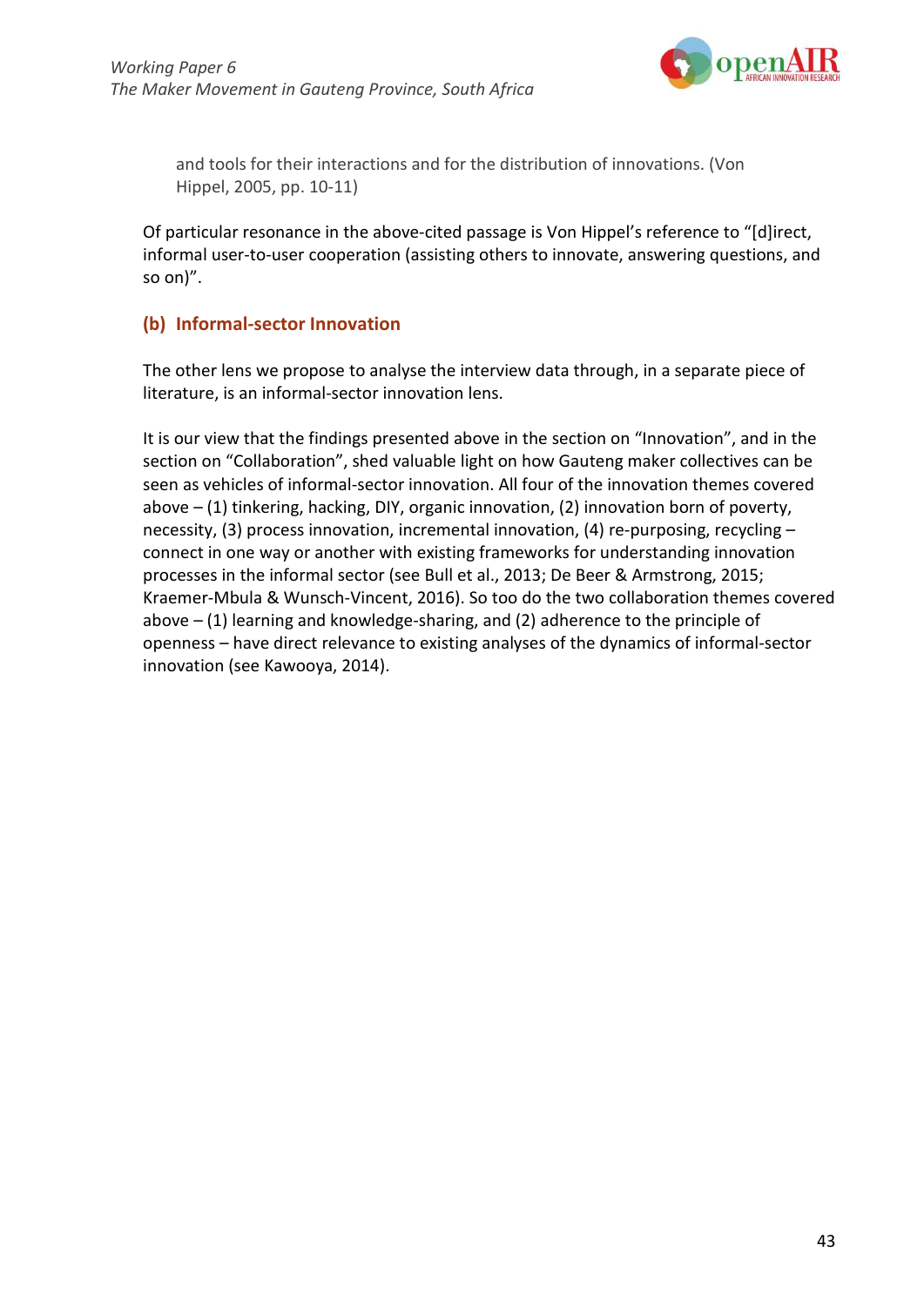> and tools for their interactions and for the distribution of innovations. (Von Hippel, 2005, pp. 10-11)

Of particular resonance in the above-cited passage is Von Hippel's reference to "[d]irect, informal user-to-user cooperation (assisting others to innovate, answering questions, and so on)".

### (b) Informal-sector Innovation

The other lens we propose to analyse the interview data through, in a separate piece of literature, is an informal-sector innovation lens.

It is our view that the findings presented above in the section on "Innovation", and in the section on "Collaboration", shed valuable light on how Gauteng maker collectives can be seen as vehicles of informal-sector innovation. All four of the innovation themes covered above – (1) tinkering, hacking, DIY, organic innovation, (2) innovation born of poverty, necessity, (3) process innovation, incremental innovation, (4) re-purposing, recycling – connect in one way or another with existing frameworks for understanding innovation processes in the informal sector (see Bull et al., 2013; De Beer & Armstrong, 2015; Kraemer-Mbula & Wunsch-Vincent, 2016). So too do the two collaboration themes covered above – (1) learning and knowledge-sharing, and (2) adherence to the principle of openness – have direct relevance to existing analyses of the dynamics of informal-sector innovation (see Kawooya, 2014).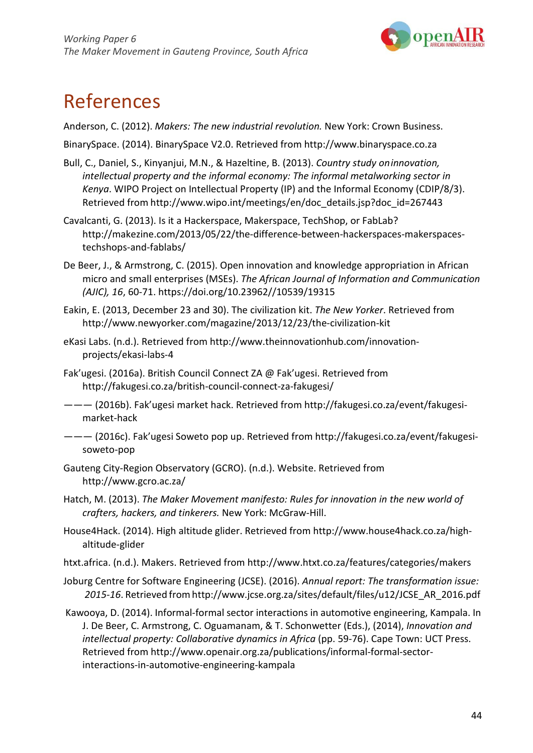# References

Anderson, C. (2012). *Makers: The new industrial revolution.* New York: Crown Business.

BinarySpace. (2014). BinarySpace V2.0. Retrieved from http://www.binaryspace.co.za

Bull, C., Daniel, S., Kinyanjui, M.N., & Hazeltine, B. (2013). *Country study on innovation, intellectual property and the informal economy: The informal metalworking sector in Kenya*. WIPO Project on Intellectual Property (IP) and the Informal Economy (CDIP/8/3). Retrieved from http://www.wipo.int/meetings/en/doc_details.jsp?doc_id=267443

Cavalcanti, G. (2013). Is it a Hackerspace, Makerspace, TechShop, or FabLab? http://makezine.com/2013/05/22/the-difference-between-hackerspaces-makerspaces-techshops-and-fablabs/

De Beer, J., & Armstrong, C. (2015). Open innovation and knowledge appropriation in African micro and small enterprises (MSEs). *The African Journal of Information and Communication (AJIC), 16*, 60-71. https://doi.org/10.23962//10539/19315

Eakin, E. (2013, December 23 and 30). The civilization kit. *The New Yorker*. Retrieved from http://www.newyorker.com/magazine/2013/12/23/the-civilization-kit

eKasi Labs. (n.d.). Retrieved from http://www.theinnovationhub.com/innovation-projects/ekasi-labs-4

Fak'ugesi. (2016a). British Council Connect ZA @ Fak'ugesi. Retrieved from http://fakugesi.co.za/british-council-connect-za-fakugesi/

——— (2016b). Fak'ugesi market hack. Retrieved from http://fakugesi.co.za/event/fakugesi-market-hack

——— (2016c). Fak'ugesi Soweto pop up. Retrieved from http://fakugesi.co.za/event/fakugesi-soweto-pop

Gauteng City-Region Observatory (GCRO). (n.d.). Website. Retrieved from http://www.gcro.ac.za/

Hatch, M. (2013). *The Maker Movement manifesto: Rules for innovation in the new world of crafters, hackers, and tinkerers.* New York: McGraw-Hill.

House4Hack. (2014). High altitude glider. Retrieved from http://www.house4hack.co.za/high-altitude-glider

htxt.africa. (n.d.). Makers. Retrieved from http://www.htxt.co.za/features/categories/makers

Joburg Centre for Software Engineering (JCSE). (2016). *Annual report: The transformation issue: 2015-16*. Retrieved from http://www.jcse.org.za/sites/default/files/u12/JCSE_AR_2016.pdf

Kawooya, D. (2014). Informal-formal sector interactions in automotive engineering, Kampala. In J. De Beer, C. Armstrong, C. Oguamanam, & T. Schonwetter (Eds.), (2014), *Innovation and intellectual property: Collaborative dynamics in Africa* (pp. 59-76). Cape Town: UCT Press. Retrieved from http://www.openair.org.za/publications/informal-formal-sector-interactions-in-automotive-engineering-kampala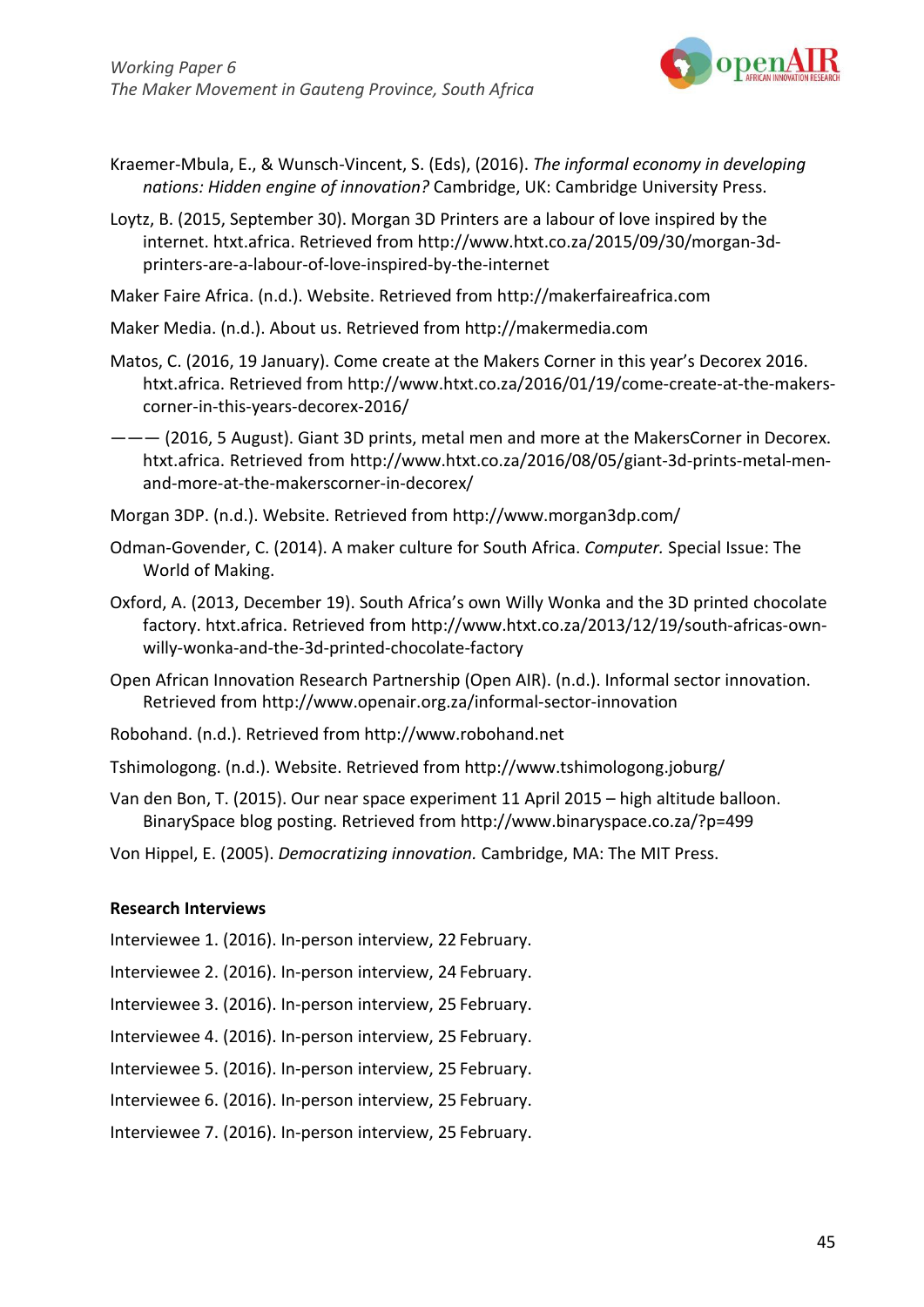Kraemer-Mbula, E., & Wunsch-Vincent, S. (Eds), (2016). *The informal economy in developing nations: Hidden engine of innovation?* Cambridge, UK: Cambridge University Press.

Loytz, B. (2015, September 30). Morgan 3D Printers are a labour of love inspired by the internet. htxt.africa. Retrieved from http://www.htxt.co.za/2015/09/30/morgan-3d-printers-are-a-labour-of-love-inspired-by-the-internet

Maker Faire Africa. (n.d.). Website. Retrieved from http://makerfaireafrica.com

Maker Media. (n.d.). About us. Retrieved from http://makermedia.com

Matos, C. (2016, 19 January). Come create at the Makers Corner in this year's Decorex 2016. htxt.africa. Retrieved from http://www.htxt.co.za/2016/01/19/come-create-at-the-makers-corner-in-this-years-decorex-2016/

——— (2016, 5 August). Giant 3D prints, metal men and more at the MakersCorner in Decorex. htxt.africa. Retrieved from http://www.htxt.co.za/2016/08/05/giant-3d-prints-metal-men-and-more-at-the-makerscorner-in-decorex/

Morgan 3DP. (n.d.). Website. Retrieved from http://www.morgan3dp.com/

Odman-Govender, C. (2014). A maker culture for South Africa. *Computer.* Special Issue: The World of Making.

Oxford, A. (2013, December 19). South Africa's own Willy Wonka and the 3D printed chocolate factory. htxt.africa. Retrieved from http://www.htxt.co.za/2013/12/19/south-africas-own-willy-wonka-and-the-3d-printed-chocolate-factory

Open African Innovation Research Partnership (Open AIR). (n.d.). Informal sector innovation. Retrieved from http://www.openair.org.za/informal-sector-innovation

Robohand. (n.d.). Retrieved from http://www.robohand.net

Tshimologong. (n.d.). Website. Retrieved from http://www.tshimologong.joburg/

Van den Bon, T. (2015). Our near space experiment 11 April 2015 – high altitude balloon. BinarySpace blog posting. Retrieved from http://www.binaryspace.co.za/?p=499

Von Hippel, E. (2005). *Democratizing innovation.* Cambridge, MA: The MIT Press.

**Research Interviews**

Interviewee 1. (2016). In-person interview, 22 February.

Interviewee 2. (2016). In-person interview, 24 February.

Interviewee 3. (2016). In-person interview, 25 February.

Interviewee 4. (2016). In-person interview, 25 February.

Interviewee 5. (2016). In-person interview, 25 February.

Interviewee 6. (2016). In-person interview, 25 February.

Interviewee 7. (2016). In-person interview, 25 February.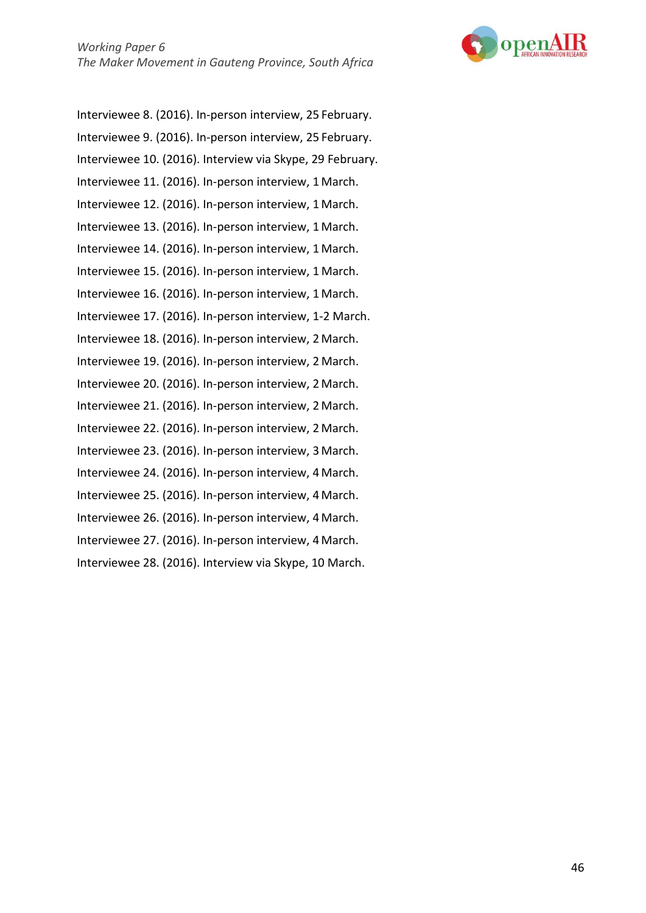Interviewee 8. (2016). In-person interview, 25 February.

Interviewee 9. (2016). In-person interview, 25 February.

Interviewee 10. (2016). Interview via Skype, 29 February.

Interviewee 11. (2016). In-person interview, 1 March.

Interviewee 12. (2016). In-person interview, 1 March.

Interviewee 13. (2016). In-person interview, 1 March.

Interviewee 14. (2016). In-person interview, 1 March.

Interviewee 15. (2016). In-person interview, 1 March.

Interviewee 16. (2016). In-person interview, 1 March.

Interviewee 17. (2016). In-person interview, 1-2 March.

Interviewee 18. (2016). In-person interview, 2 March.

Interviewee 19. (2016). In-person interview, 2 March.

Interviewee 20. (2016). In-person interview, 2 March.

Interviewee 21. (2016). In-person interview, 2 March.

Interviewee 22. (2016). In-person interview, 2 March.

Interviewee 23. (2016). In-person interview, 3 March.

Interviewee 24. (2016). In-person interview, 4 March.

Interviewee 25. (2016). In-person interview, 4 March.

Interviewee 26. (2016). In-person interview, 4 March.

Interviewee 27. (2016). In-person interview, 4 March.

Interviewee 28. (2016). Interview via Skype, 10 March.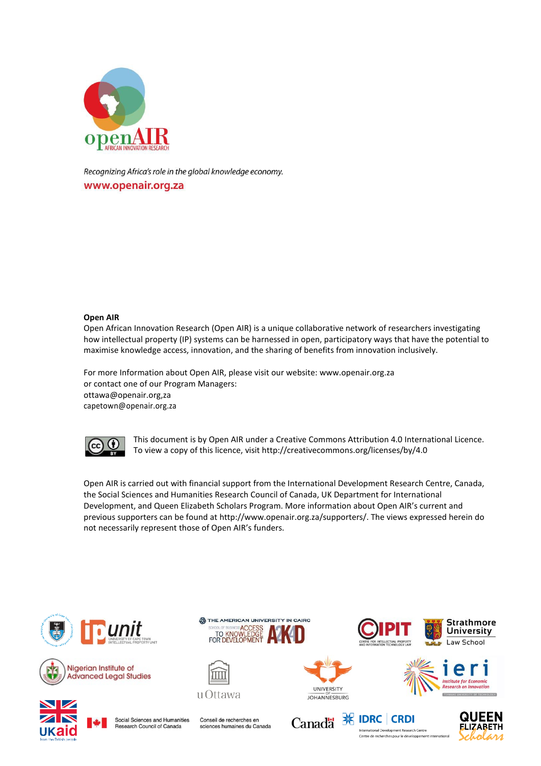openAIR
AFRICAN INNOVATION RESEARCH

*Recognizing Africa's role in the global knowledge economy.*

**www.openair.org.za**

**Open AIR**

Open African Innovation Research (Open AIR) is a unique collaborative network of researchers investigating how intellectual property (IP) systems can be harnessed in open, participatory ways that have the potential to maximise knowledge access, innovation, and the sharing of benefits from innovation inclusively.

For more Information about Open AIR, please visit our website: www.openair.org.za
or contact one of our Program Managers:
ottawa@openair.org,za
capetown@openair.org.za

This document is by Open AIR under a Creative Commons Attribution 4.0 International Licence. To view a copy of this licence, visit http://creativecommons.org/licenses/by/4.0

Open AIR is carried out with financial support from the International Development Research Centre, Canada, the Social Sciences and Humanities Research Council of Canada, UK Department for International Development, and Queen Elizabeth Scholars Program. More information about Open AIR's current and previous supporters can be found at http://www.openair.org.za/supporters/. The views expressed herein do not necessarily represent those of Open AIR's funders.